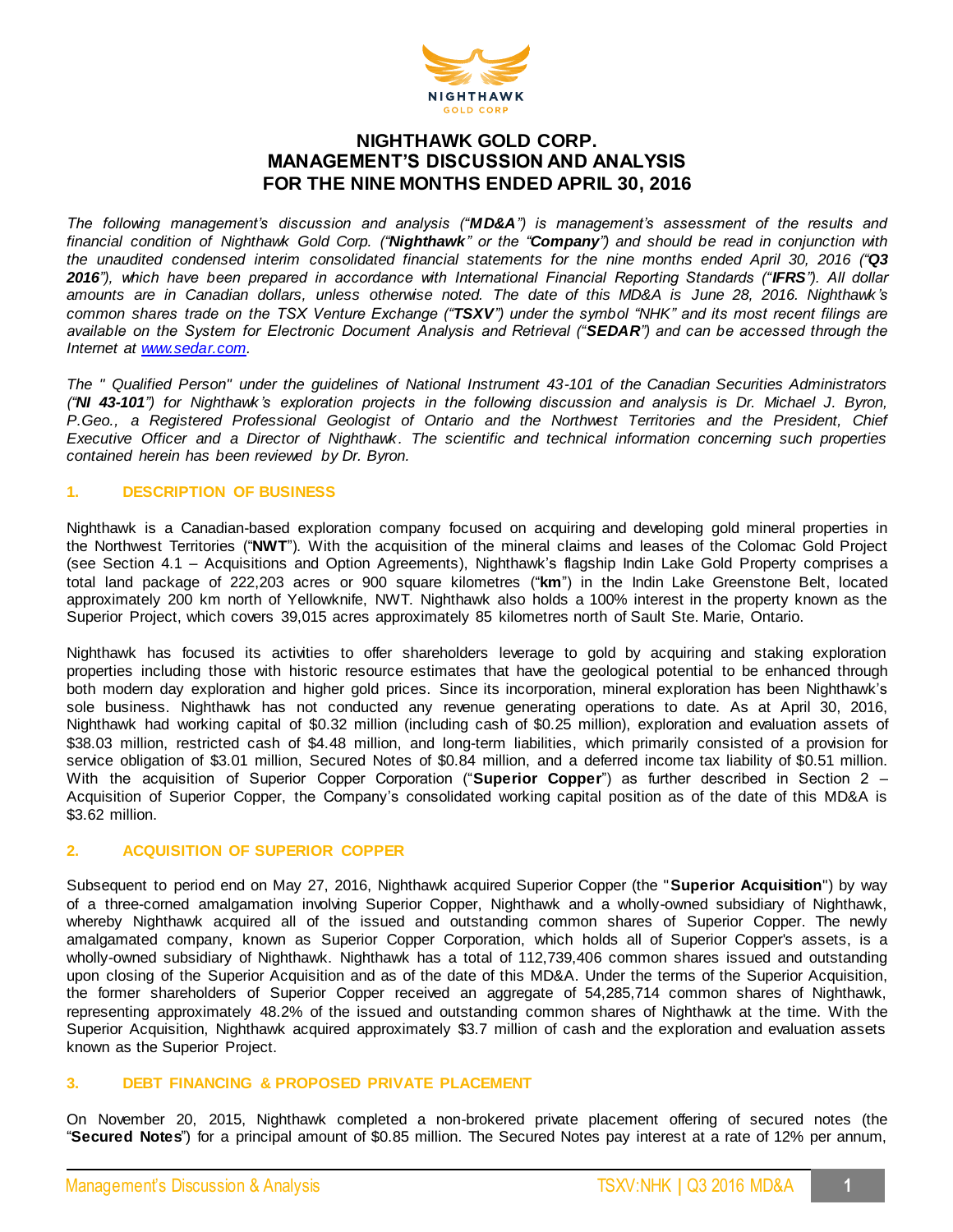# NIGHTHAWK GOLD CORP.
# MANAGEMENT'S DISCUSSION AND ANALYSIS
# FOR THE NINE MONTHS ENDED APRIL 30, 2016

*The following management's discussion and analysis ("**MD&A**") is management's assessment of the results and financial condition of Nighthawk Gold Corp. ("**Nighthawk**" or the "**Company**") and should be read in conjunction with the unaudited condensed interim consolidated financial statements for the nine months ended April 30, 2016 ("**Q3 2016**"), which have been prepared in accordance with International Financial Reporting Standards ("**IFRS**"). All dollar amounts are in Canadian dollars, unless otherwise noted. The date of this MD&A is June 28, 2016. Nighthawk's common shares trade on the TSX Venture Exchange ("**TSXV**") under the symbol "NHK" and its most recent filings are available on the System for Electronic Document Analysis and Retrieval ("**SEDAR**") and can be accessed through the Internet at [www.sedar.com](www.sedar.com).*

*The " Qualified Person" under the guidelines of National Instrument 43-101 of the Canadian Securities Administrators ("**NI 43-101**") for Nighthawk's exploration projects in the following discussion and analysis is Dr. Michael J. Byron, P.Geo., a Registered Professional Geologist of Ontario and the Northwest Territories and the President, Chief Executive Officer and a Director of Nighthawk. The scientific and technical information concerning such properties contained herein has been reviewed by Dr. Byron.*

## 1. DESCRIPTION OF BUSINESS

Nighthawk is a Canadian-based exploration company focused on acquiring and developing gold mineral properties in the Northwest Territories ("**NWT**"). With the acquisition of the mineral claims and leases of the Colomac Gold Project (see Section 4.1 – Acquisitions and Option Agreements), Nighthawk's flagship Indin Lake Gold Property comprises a total land package of 222,203 acres or 900 square kilometres ("**km**") in the Indin Lake Greenstone Belt, located approximately 200 km north of Yellowknife, NWT. Nighthawk also holds a 100% interest in the property known as the Superior Project, which covers 39,015 acres approximately 85 kilometres north of Sault Ste. Marie, Ontario.

Nighthawk has focused its activities to offer shareholders leverage to gold by acquiring and staking exploration properties including those with historic resource estimates that have the geological potential to be enhanced through both modern day exploration and higher gold prices. Since its incorporation, mineral exploration has been Nighthawk's sole business. Nighthawk has not conducted any revenue generating operations to date. As at April 30, 2016, Nighthawk had working capital of $0.32 million (including cash of $0.25 million), exploration and evaluation assets of $38.03 million, restricted cash of $4.48 million, and long-term liabilities, which primarily consisted of a provision for service obligation of $3.01 million, Secured Notes of $0.84 million, and a deferred income tax liability of $0.51 million. With the acquisition of Superior Copper Corporation ("**Superior Copper**") as further described in Section 2 – Acquisition of Superior Copper, the Company's consolidated working capital position as of the date of this MD&A is $3.62 million.

## 2. ACQUISITION OF SUPERIOR COPPER

Subsequent to period end on May 27, 2016, Nighthawk acquired Superior Copper (the "**Superior Acquisition**") by way of a three-cornered amalgamation involving Superior Copper, Nighthawk and a wholly-owned subsidiary of Nighthawk, whereby Nighthawk acquired all of the issued and outstanding common shares of Superior Copper. The newly amalgamated company, known as Superior Copper Corporation, which holds all of Superior Copper's assets, is a wholly-owned subsidiary of Nighthawk. Nighthawk has a total of 112,739,406 common shares issued and outstanding upon closing of the Superior Acquisition and as of the date of this MD&A. Under the terms of the Superior Acquisition, the former shareholders of Superior Copper received an aggregate of 54,285,714 common shares of Nighthawk, representing approximately 48.2% of the issued and outstanding common shares of Nighthawk at the time. With the Superior Acquisition, Nighthawk acquired approximately $3.7 million of cash and the exploration and evaluation assets known as the Superior Project.

## 3. DEBT FINANCING & PROPOSED PRIVATE PLACEMENT

On November 20, 2015, Nighthawk completed a non-brokered private placement offering of secured notes (the "**Secured Notes**") for a principal amount of $0.85 million. The Secured Notes pay interest at a rate of 12% per annum,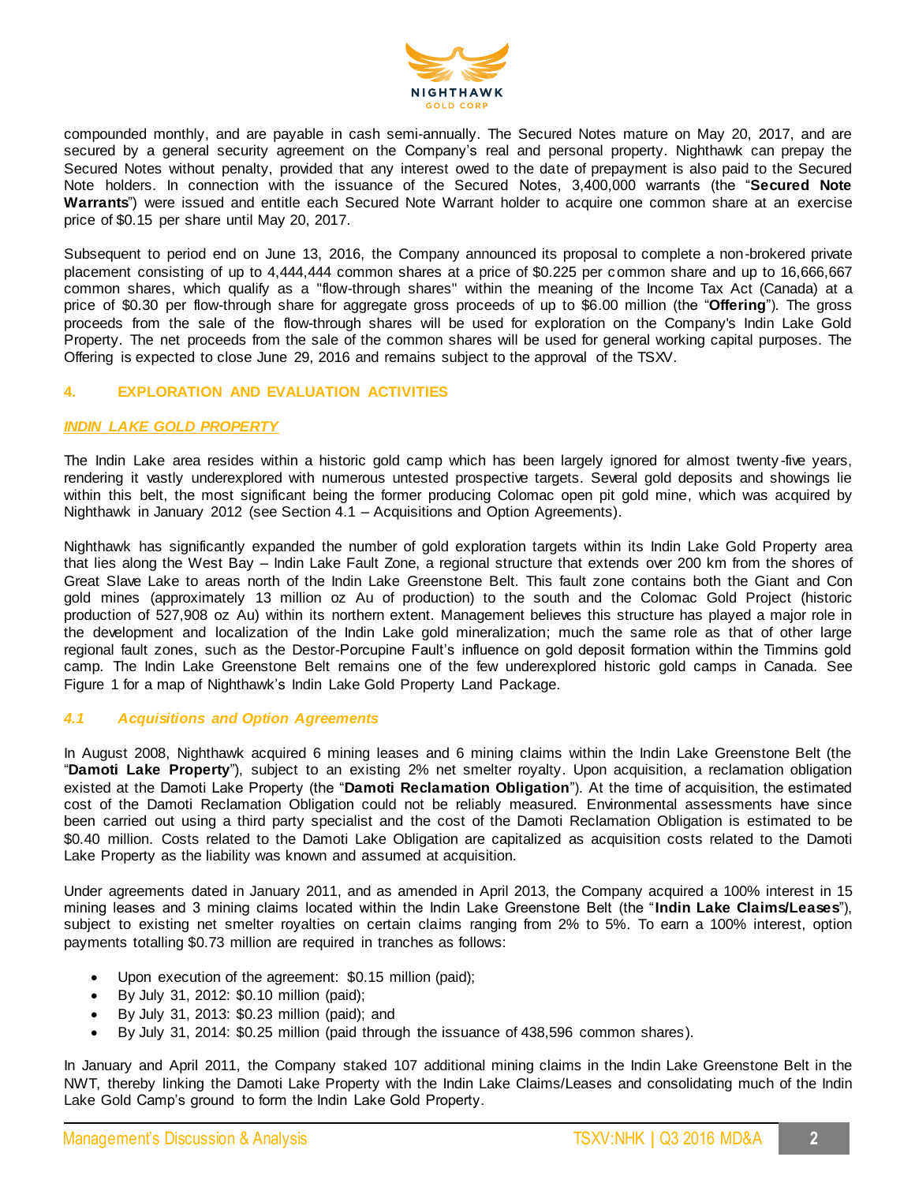compounded monthly, and are payable in cash semi-annually. The Secured Notes mature on May 20, 2017, and are secured by a general security agreement on the Company's real and personal property. Nighthawk can prepay the Secured Notes without penalty, provided that any interest owed to the date of prepayment is also paid to the Secured Note holders. In connection with the issuance of the Secured Notes, 3,400,000 warrants (the "**Secured Note Warrants**") were issued and entitle each Secured Note Warrant holder to acquire one common share at an exercise price of $0.15 per share until May 20, 2017.

Subsequent to period end on June 13, 2016, the Company announced its proposal to complete a non-brokered private placement consisting of up to 4,444,444 common shares at a price of $0.225 per common share and up to 16,666,667 common shares, which qualify as a "flow-through shares" within the meaning of the Income Tax Act (Canada) at a price of $0.30 per flow-through share for aggregate gross proceeds of up to $6.00 million (the "**Offering**"). The gross proceeds from the sale of the flow-through shares will be used for exploration on the Company's Indin Lake Gold Property. The net proceeds from the sale of the common shares will be used for general working capital purposes. The Offering is expected to close June 29, 2016 and remains subject to the approval of the TSXV.

## 4. EXPLORATION AND EVALUATION ACTIVITIES

### *INDIN LAKE GOLD PROPERTY*

The Indin Lake area resides within a historic gold camp which has been largely ignored for almost twenty-five years, rendering it vastly underexplored with numerous untested prospective targets. Several gold deposits and showings lie within this belt, the most significant being the former producing Colomac open pit gold mine, which was acquired by Nighthawk in January 2012 (see Section 4.1 – Acquisitions and Option Agreements).

Nighthawk has significantly expanded the number of gold exploration targets within its Indin Lake Gold Property area that lies along the West Bay – Indin Lake Fault Zone, a regional structure that extends over 200 km from the shores of Great Slave Lake to areas north of the Indin Lake Greenstone Belt. This fault zone contains both the Giant and Con gold mines (approximately 13 million oz Au of production) to the south and the Colomac Gold Project (historic production of 527,908 oz Au) within its northern extent. Management believes this structure has played a major role in the development and localization of the Indin Lake gold mineralization; much the same role as that of other large regional fault zones, such as the Destor-Porcupine Fault's influence on gold deposit formation within the Timmins gold camp. The Indin Lake Greenstone Belt remains one of the few underexplored historic gold camps in Canada. See Figure 1 for a map of Nighthawk's Indin Lake Gold Property Land Package.

### *4.1 Acquisitions and Option Agreements*

In August 2008, Nighthawk acquired 6 mining leases and 6 mining claims within the Indin Lake Greenstone Belt (the "**Damoti Lake Property**"), subject to an existing 2% net smelter royalty. Upon acquisition, a reclamation obligation existed at the Damoti Lake Property (the "**Damoti Reclamation Obligation**"). At the time of acquisition, the estimated cost of the Damoti Reclamation Obligation could not be reliably measured. Environmental assessments have since been carried out using a third party specialist and the cost of the Damoti Reclamation Obligation is estimated to be $0.40 million. Costs related to the Damoti Lake Obligation are capitalized as acquisition costs related to the Damoti Lake Property as the liability was known and assumed at acquisition.

Under agreements dated in January 2011, and as amended in April 2013, the Company acquired a 100% interest in 15 mining leases and 3 mining claims located within the Indin Lake Greenstone Belt (the "**Indin Lake Claims/Leases**"), subject to existing net smelter royalties on certain claims ranging from 2% to 5%. To earn a 100% interest, option payments totalling $0.73 million are required in tranches as follows:

- Upon execution of the agreement: $0.15 million (paid);
- By July 31, 2012: $0.10 million (paid);
- By July 31, 2013: $0.23 million (paid); and
- By July 31, 2014: $0.25 million (paid through the issuance of 438,596 common shares).

In January and April 2011, the Company staked 107 additional mining claims in the Indin Lake Greenstone Belt in the NWT, thereby linking the Damoti Lake Property with the Indin Lake Claims/Leases and consolidating much of the Indin Lake Gold Camp's ground to form the Indin Lake Gold Property.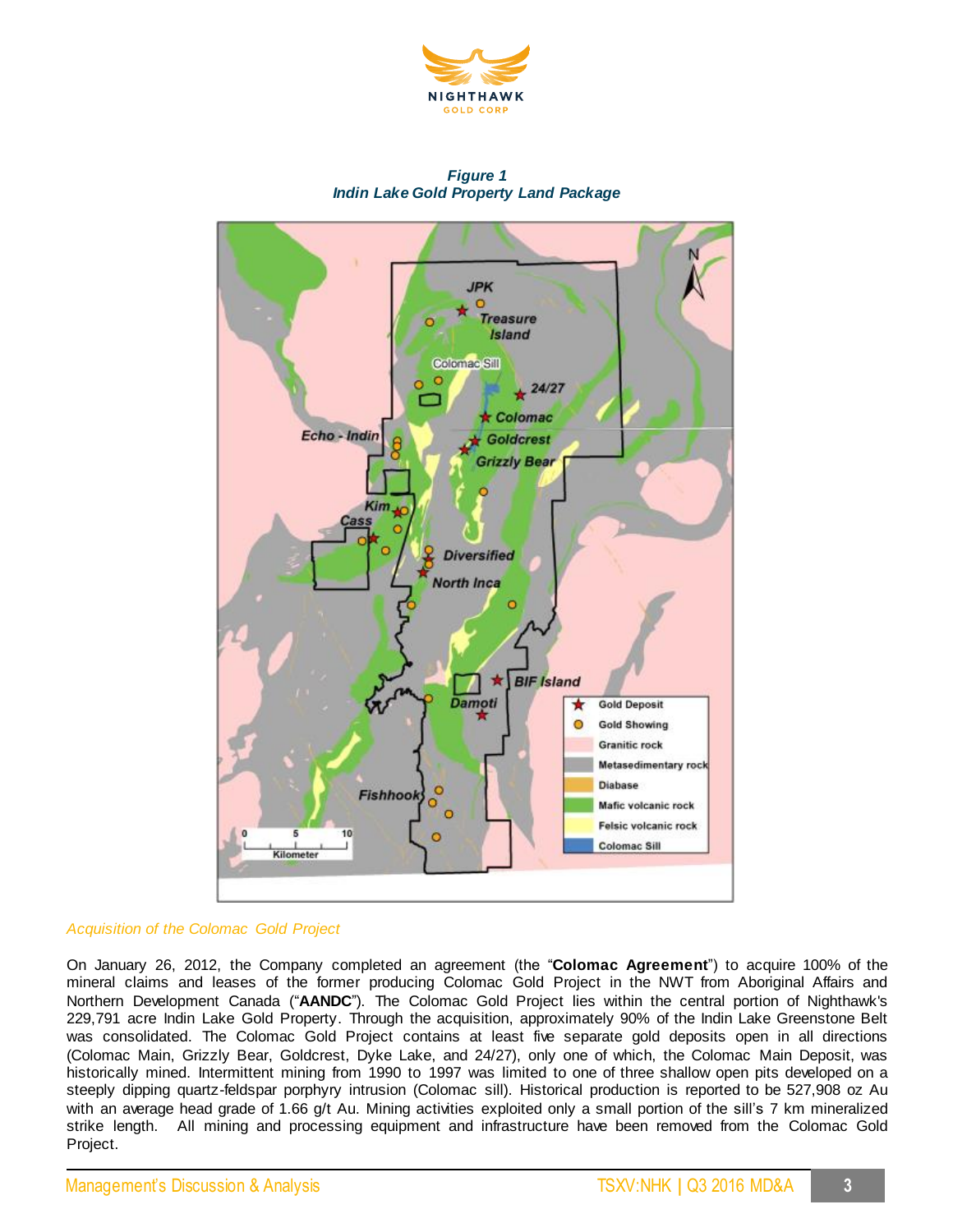**Figure 1**
***Indin Lake Gold Property Land Package***

*Acquisition of the Colomac Gold Project*

On January 26, 2012, the Company completed an agreement (the "**Colomac Agreement**") to acquire 100% of the mineral claims and leases of the former producing Colomac Gold Project in the NWT from Aboriginal Affairs and Northern Development Canada ("**AANDC**"). The Colomac Gold Project lies within the central portion of Nighthawk's 229,791 acre Indin Lake Gold Property. Through the acquisition, approximately 90% of the Indin Lake Greenstone Belt was consolidated. The Colomac Gold Project contains at least five separate gold deposits open in all directions (Colomac Main, Grizzly Bear, Goldcrest, Dyke Lake, and 24/27), only one of which, the Colomac Main Deposit, was historically mined. Intermittent mining from 1990 to 1997 was limited to one of three shallow open pits developed on a steeply dipping quartz-feldspar porphyry intrusion (Colomac sill). Historical production is reported to be 527,908 oz Au with an average head grade of 1.66 g/t Au. Mining activities exploited only a small portion of the sill's 7 km mineralized strike length. All mining and processing equipment and infrastructure have been removed from the Colomac Gold Project.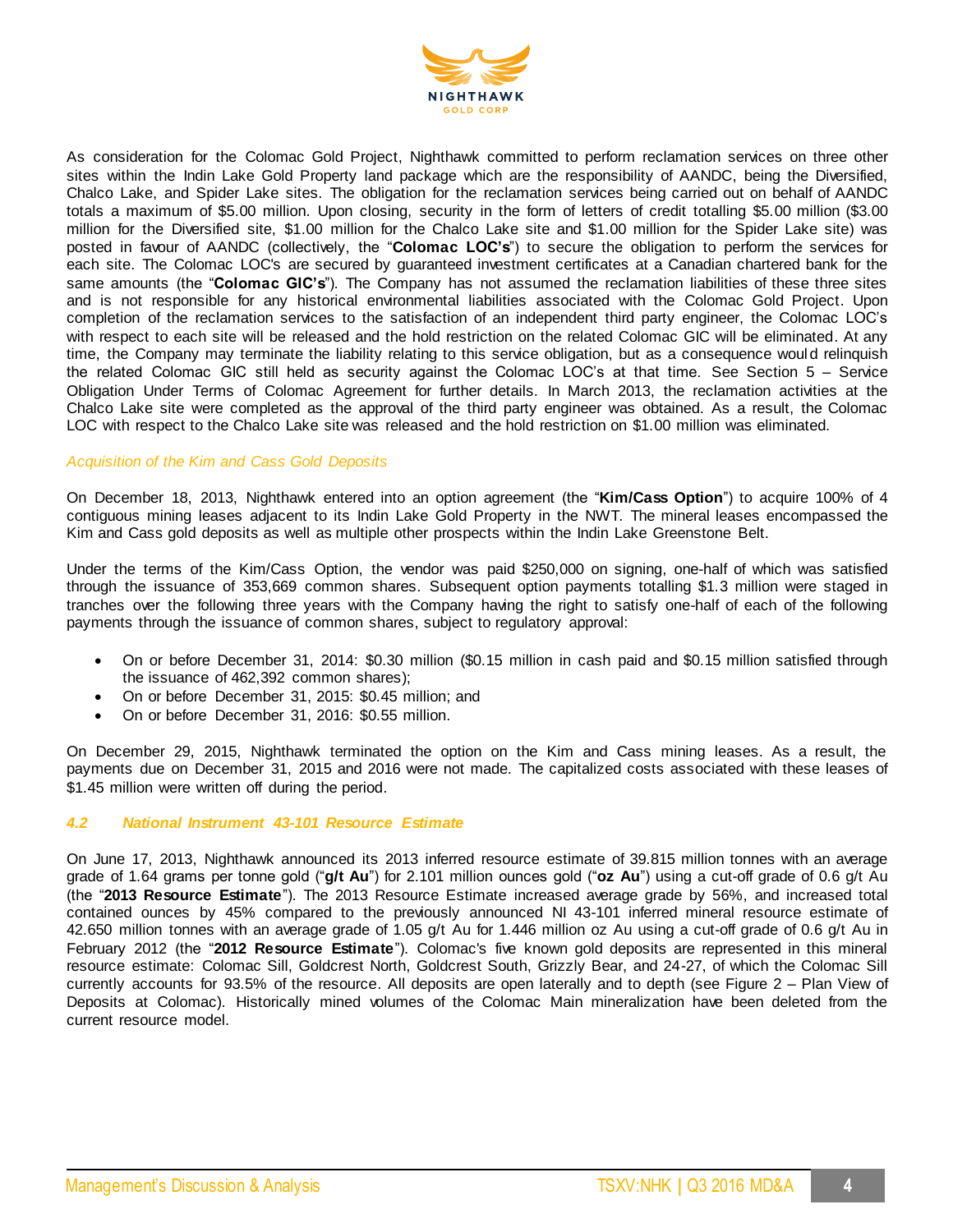As consideration for the Colomac Gold Project, Nighthawk committed to perform reclamation services on three other sites within the Indin Lake Gold Property land package which are the responsibility of AANDC, being the Diversified, Chalco Lake, and Spider Lake sites. The obligation for the reclamation services being carried out on behalf of AANDC totals a maximum of $5.00 million. Upon closing, security in the form of letters of credit totalling $5.00 million ($3.00 million for the Diversified site, $1.00 million for the Chalco Lake site and $1.00 million for the Spider Lake site) was posted in favour of AANDC (collectively, the "**Colomac LOC's**") to secure the obligation to perform the services for each site. The Colomac LOC's are secured by guaranteed investment certificates at a Canadian chartered bank for the same amounts (the "**Colomac GIC's**"). The Company has not assumed the reclamation liabilities of these three sites and is not responsible for any historical environmental liabilities associated with the Colomac Gold Project. Upon completion of the reclamation services to the satisfaction of an independent third party engineer, the Colomac LOC's with respect to each site will be released and the hold restriction on the related Colomac GIC will be eliminated. At any time, the Company may terminate the liability relating to this service obligation, but as a consequence would relinquish the related Colomac GIC still held as security against the Colomac LOC's at that time. See Section 5 – Service Obligation Under Terms of Colomac Agreement for further details. In March 2013, the reclamation activities at the Chalco Lake site were completed as the approval of the third party engineer was obtained. As a result, the Colomac LOC with respect to the Chalco Lake site was released and the hold restriction on $1.00 million was eliminated.

*Acquisition of the Kim and Cass Gold Deposits*

On December 18, 2013, Nighthawk entered into an option agreement (the "**Kim/Cass Option**") to acquire 100% of 4 contiguous mining leases adjacent to its Indin Lake Gold Property in the NWT. The mineral leases encompassed the Kim and Cass gold deposits as well as multiple other prospects within the Indin Lake Greenstone Belt.

Under the terms of the Kim/Cass Option, the vendor was paid $250,000 on signing, one-half of which was satisfied through the issuance of 353,669 common shares. Subsequent option payments totalling $1.3 million were staged in tranches over the following three years with the Company having the right to satisfy one-half of each of the following payments through the issuance of common shares, subject to regulatory approval:

- On or before December 31, 2014: $0.30 million ($0.15 million in cash paid and $0.15 million satisfied through the issuance of 462,392 common shares);
- On or before December 31, 2015: $0.45 million; and
- On or before December 31, 2016: $0.55 million.

On December 29, 2015, Nighthawk terminated the option on the Kim and Cass mining leases. As a result, the payments due on December 31, 2015 and 2016 were not made. The capitalized costs associated with these leases of $1.45 million were written off during the period.

### *4.2 National Instrument 43-101 Resource Estimate*

On June 17, 2013, Nighthawk announced its 2013 inferred resource estimate of 39.815 million tonnes with an average grade of 1.64 grams per tonne gold ("**g/t Au**") for 2.101 million ounces gold ("**oz Au**") using a cut-off grade of 0.6 g/t Au (the "**2013 Resource Estimate**"). The 2013 Resource Estimate increased average grade by 56%, and increased total contained ounces by 45% compared to the previously announced NI 43-101 inferred mineral resource estimate of 42.650 million tonnes with an average grade of 1.05 g/t Au for 1.446 million oz Au using a cut-off grade of 0.6 g/t Au in February 2012 (the "**2012 Resource Estimate**"). Colomac's five known gold deposits are represented in this mineral resource estimate: Colomac Sill, Goldcrest North, Goldcrest South, Grizzly Bear, and 24-27, of which the Colomac Sill currently accounts for 93.5% of the resource. All deposits are open laterally and to depth (see Figure 2 – Plan View of Deposits at Colomac). Historically mined volumes of the Colomac Main mineralization have been deleted from the current resource model.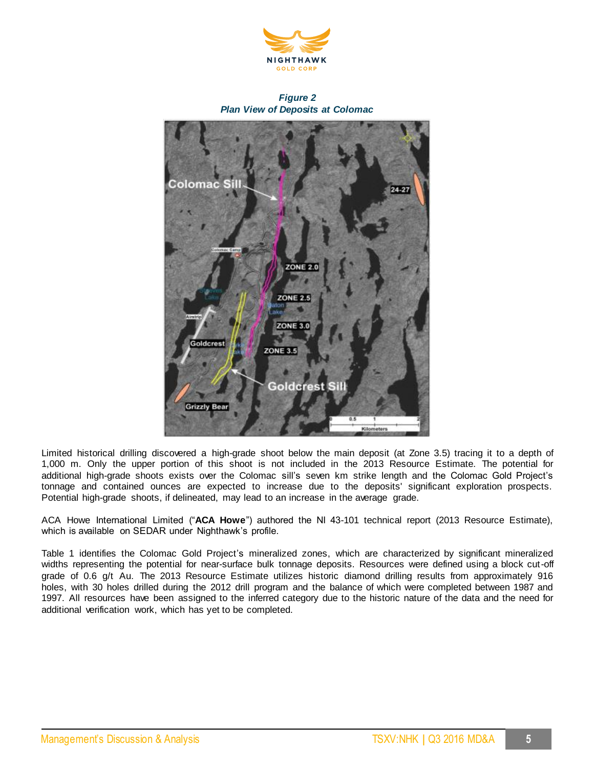*Figure 2*
*Plan View of Deposits at Colomac*

Limited historical drilling discovered a high-grade shoot below the main deposit (at Zone 3.5) tracing it to a depth of 1,000 m. Only the upper portion of this shoot is not included in the 2013 Resource Estimate. The potential for additional high-grade shoots exists over the Colomac sill's seven km strike length and the Colomac Gold Project's tonnage and contained ounces are expected to increase due to the deposits' significant exploration prospects. Potential high-grade shoots, if delineated, may lead to an increase in the average grade.

ACA Howe International Limited ("**ACA Howe**") authored the NI 43-101 technical report (2013 Resource Estimate), which is available on SEDAR under Nighthawk's profile.

Table 1 identifies the Colomac Gold Project's mineralized zones, which are characterized by significant mineralized widths representing the potential for near-surface bulk tonnage deposits. Resources were defined using a block cut-off grade of 0.6 g/t Au. The 2013 Resource Estimate utilizes historic diamond drilling results from approximately 916 holes, with 30 holes drilled during the 2012 drill program and the balance of which were completed between 1987 and 1997. All resources have been assigned to the inferred category due to the historic nature of the data and the need for additional verification work, which has yet to be completed.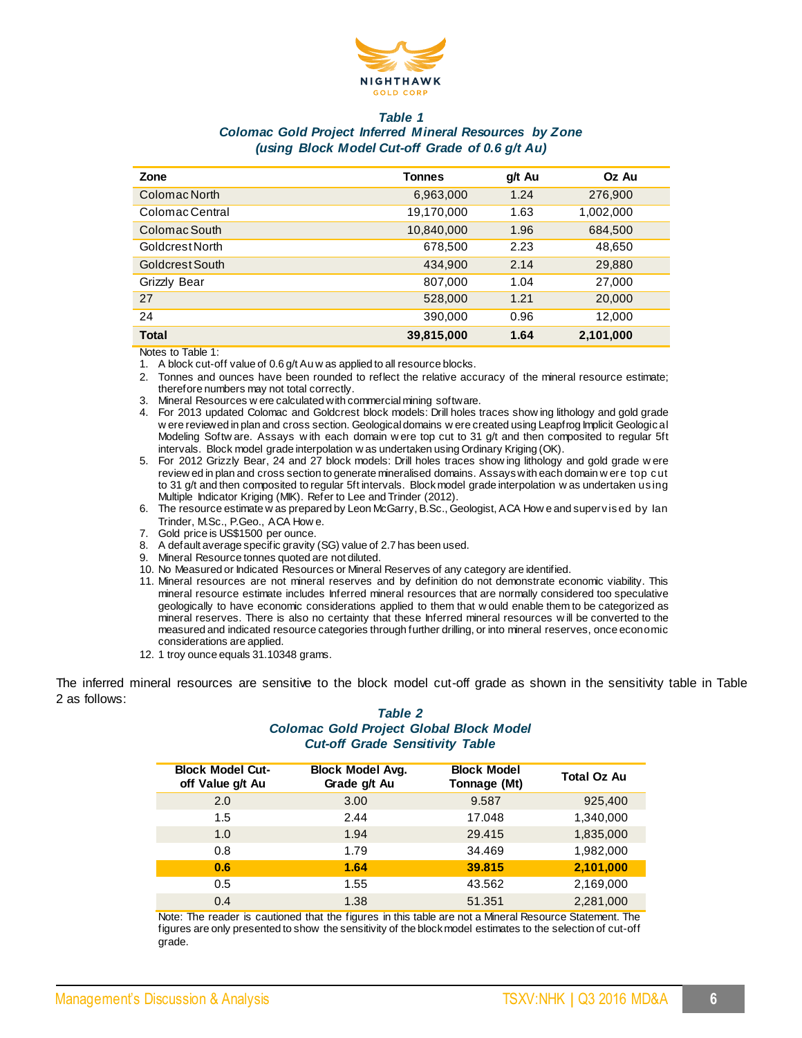**Table 1**
***Colomac Gold Project Inferred Mineral Resources by Zone***
***(using Block Model Cut-off Grade of 0.6 g/t Au)***

| Zone | Tonnes | g/t Au | Oz Au |
|---|---|---|---|
| Colomac North | 6,963,000 | 1.24 | 276,900 |
| Colomac Central | 19,170,000 | 1.63 | 1,002,000 |
| Colomac South | 10,840,000 | 1.96 | 684,500 |
| Goldcrest North | 678,500 | 2.23 | 48,650 |
| Goldcrest South | 434,900 | 2.14 | 29,880 |
| Grizzly Bear | 807,000 | 1.04 | 27,000 |
| 27 | 528,000 | 1.21 | 20,000 |
| 24 | 390,000 | 0.96 | 12,000 |
| **Total** | **39,815,000** | **1.64** | **2,101,000** |

Notes to Table 1:

1. A block cut-off value of 0.6 g/t Au was applied to all resource blocks.
2. Tonnes and ounces have been rounded to reflect the relative accuracy of the mineral resource estimate; therefore numbers may not total correctly.
3. Mineral Resources were calculated with commercial mining software.
4. For 2013 updated Colomac and Goldcrest block models: Drill holes traces showing lithology and gold grade were reviewed in plan and cross section. Geological domains were created using Leapfrog Implicit Geological Modeling Software. Assays with each domain were top cut to 31 g/t and then composited to regular 5ft intervals. Block model grade interpolation was undertaken using Ordinary Kriging (OK).
5. For 2012 Grizzly Bear, 24 and 27 block models: Drill holes traces showing lithology and gold grade were reviewed in plan and cross section to generate mineralised domains. Assays with each domain were top cut to 31 g/t and then composited to regular 5ft intervals. Block model grade interpolation was undertaken using Multiple Indicator Kriging (MIK). Refer to Lee and Trinder (2012).
6. The resource estimate was prepared by Leon McGarry, B.Sc., Geologist, ACA Howe and supervised by Ian Trinder, M.Sc., P.Geo., ACA Howe.
7. Gold price is US$1500 per ounce.
8. A default average specific gravity (SG) value of 2.7 has been used.
9. Mineral Resource tonnes quoted are not diluted.
10. No Measured or Indicated Resources or Mineral Reserves of any category are identified.
11. Mineral resources are not mineral reserves and by definition do not demonstrate economic viability. This mineral resource estimate includes Inferred mineral resources that are normally considered too speculative geologically to have economic considerations applied to them that would enable them to be categorized as mineral reserves. There is also no certainty that these Inferred mineral resources will be converted to the measured and indicated resource categories through further drilling, or into mineral reserves, once economic considerations are applied.
12. 1 troy ounce equals 31.10348 grams.

The inferred mineral resources are sensitive to the block model cut-off grade as shown in the sensitivity table in Table 2 as follows:

**Table 2**
***Colomac Gold Project Global Block Model***
***Cut-off Grade Sensitivity Table***

| Block Model Cut-off Value g/t Au | Block Model Avg. Grade g/t Au | Block Model Tonnage (Mt) | Total Oz Au |
|---|---|---|---|
| 2.0 | 3.00 | 9.587 | 925,400 |
| 1.5 | 2.44 | 17.048 | 1,340,000 |
| 1.0 | 1.94 | 29.415 | 1,835,000 |
| 0.8 | 1.79 | 34.469 | 1,982,000 |
| **0.6** | **1.64** | **39.815** | **2,101,000** |
| 0.5 | 1.55 | 43.562 | 2,169,000 |
| 0.4 | 1.38 | 51.351 | 2,281,000 |

Note: The reader is cautioned that the figures in this table are not a Mineral Resource Statement. The figures are only presented to show the sensitivity of the block model estimates to the selection of cut-off grade.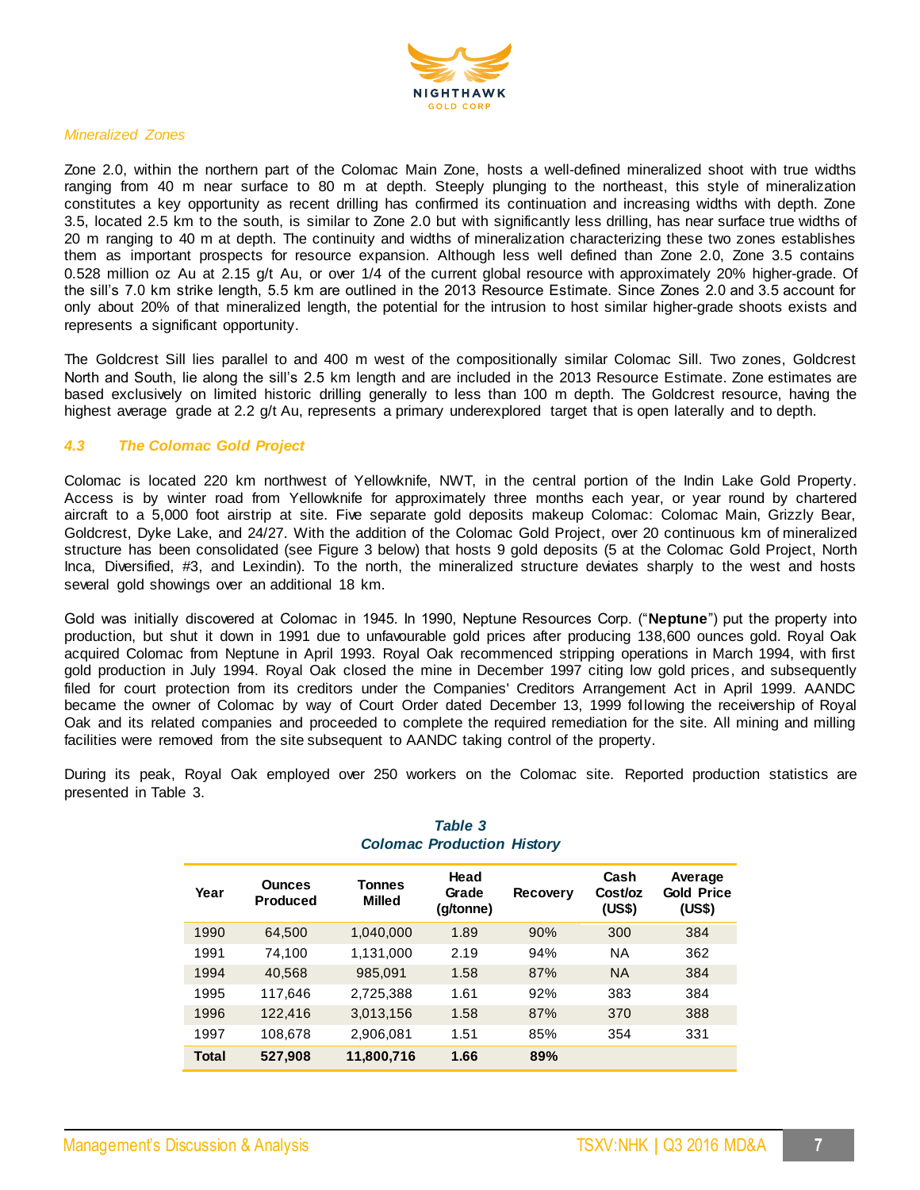*Mineralized Zones*

Zone 2.0, within the northern part of the Colomac Main Zone, hosts a well-defined mineralized shoot with true widths ranging from 40 m near surface to 80 m at depth. Steeply plunging to the northeast, this style of mineralization constitutes a key opportunity as recent drilling has confirmed its continuation and increasing widths with depth. Zone 3.5, located 2.5 km to the south, is similar to Zone 2.0 but with significantly less drilling, has near surface true widths of 20 m ranging to 40 m at depth. The continuity and widths of mineralization characterizing these two zones establishes them as important prospects for resource expansion. Although less well defined than Zone 2.0, Zone 3.5 contains 0.528 million oz Au at 2.15 g/t Au, or over 1/4 of the current global resource with approximately 20% higher-grade. Of the sill's 7.0 km strike length, 5.5 km are outlined in the 2013 Resource Estimate. Since Zones 2.0 and 3.5 account for only about 20% of that mineralized length, the potential for the intrusion to host similar higher-grade shoots exists and represents a significant opportunity.

The Goldcrest Sill lies parallel to and 400 m west of the compositionally similar Colomac Sill. Two zones, Goldcrest North and South, lie along the sill's 2.5 km length and are included in the 2013 Resource Estimate. Zone estimates are based exclusively on limited historic drilling generally to less than 100 m depth. The Goldcrest resource, having the highest average grade at 2.2 g/t Au, represents a primary underexplored target that is open laterally and to depth.

### *4.3 The Colomac Gold Project*

Colomac is located 220 km northwest of Yellowknife, NWT, in the central portion of the Indin Lake Gold Property. Access is by winter road from Yellowknife for approximately three months each year, or year round by chartered aircraft to a 5,000 foot airstrip at site. Five separate gold deposits makeup Colomac: Colomac Main, Grizzly Bear, Goldcrest, Dyke Lake, and 24/27. With the addition of the Colomac Gold Project, over 20 continuous km of mineralized structure has been consolidated (see Figure 3 below) that hosts 9 gold deposits (5 at the Colomac Gold Project, North Inca, Diversified, #3, and Lexindin). To the north, the mineralized structure deviates sharply to the west and hosts several gold showings over an additional 18 km.

Gold was initially discovered at Colomac in 1945. In 1990, Neptune Resources Corp. ("**Neptune**") put the property into production, but shut it down in 1991 due to unfavourable gold prices after producing 138,600 ounces gold. Royal Oak acquired Colomac from Neptune in April 1993. Royal Oak recommenced stripping operations in March 1994, with first gold production in July 1994. Royal Oak closed the mine in December 1997 citing low gold prices, and subsequently filed for court protection from its creditors under the Companies' Creditors Arrangement Act in April 1999. AANDC became the owner of Colomac by way of Court Order dated December 13, 1999 following the receivership of Royal Oak and its related companies and proceeded to complete the required remediation for the site. All mining and milling facilities were removed from the site subsequent to AANDC taking control of the property.

During its peak, Royal Oak employed over 250 workers on the Colomac site. Reported production statistics are presented in Table 3.

*Table 3*
*Colomac Production History*

| Year | Ounces Produced | Tonnes Milled | Head Grade (g/tonne) | Recovery | Cash Cost/oz (US$) | Average Gold Price (US$) |
|---|---|---|---|---|---|---|
| 1990 | 64,500 | 1,040,000 | 1.89 | 90% | 300 | 384 |
| 1991 | 74,100 | 1,131,000 | 2.19 | 94% | NA | 362 |
| 1994 | 40,568 | 985,091 | 1.58 | 87% | NA | 384 |
| 1995 | 117,646 | 2,725,388 | 1.61 | 92% | 383 | 384 |
| 1996 | 122,416 | 3,013,156 | 1.58 | 87% | 370 | 388 |
| 1997 | 108,678 | 2,906,081 | 1.51 | 85% | 354 | 331 |
| **Total** | **527,908** | **11,800,716** | **1.66** | **89%** | | |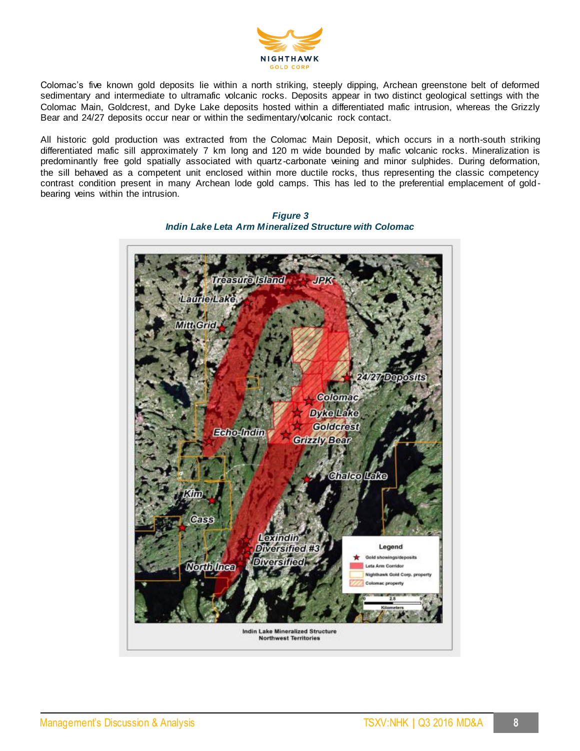Colomac's five known gold deposits lie within a north striking, steeply dipping, Archean greenstone belt of deformed sedimentary and intermediate to ultramafic volcanic rocks. Deposits appear in two distinct geological settings with the Colomac Main, Goldcrest, and Dyke Lake deposits hosted within a differentiated mafic intrusion, whereas the Grizzly Bear and 24/27 deposits occur near or within the sedimentary/volcanic rock contact.

All historic gold production was extracted from the Colomac Main Deposit, which occurs in a north-south striking differentiated mafic sill approximately 7 km long and 120 m wide bounded by mafic volcanic rocks. Mineralization is predominantly free gold spatially associated with quartz-carbonate veining and minor sulphides. During deformation, the sill behaved as a competent unit enclosed within more ductile rocks, thus representing the classic competency contrast condition present in many Archean lode gold camps. This has led to the preferential emplacement of gold-bearing veins within the intrusion.

***Figure 3***

***Indin Lake Leta Arm Mineralized Structure with Colomac***

Indin Lake Mineralized Structure
Northwest Territories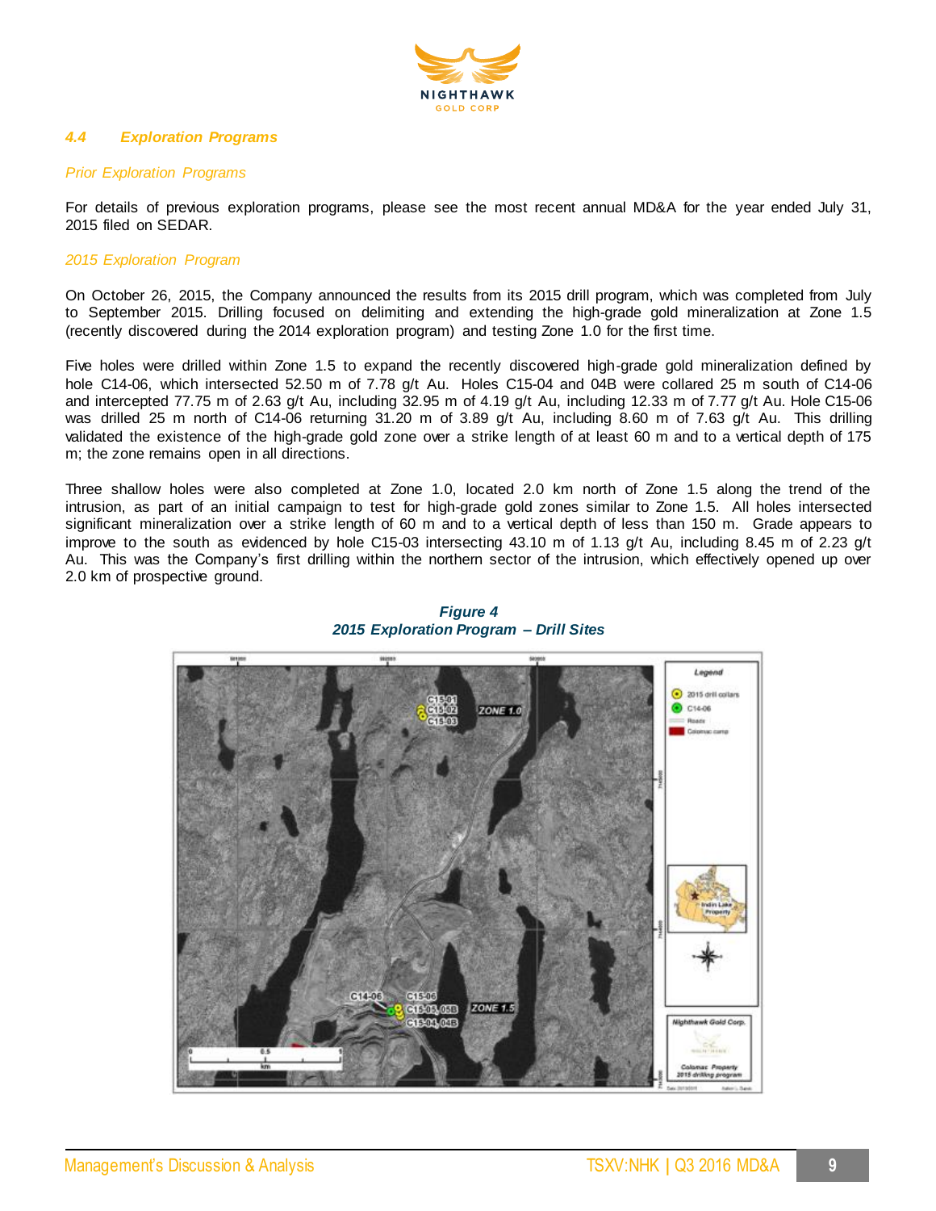### 4.4 Exploration Programs

*Prior Exploration Programs*

For details of previous exploration programs, please see the most recent annual MD&A for the year ended July 31, 2015 filed on SEDAR.

*2015 Exploration Program*

On October 26, 2015, the Company announced the results from its 2015 drill program, which was completed from July to September 2015. Drilling focused on delimiting and extending the high-grade gold mineralization at Zone 1.5 (recently discovered during the 2014 exploration program) and testing Zone 1.0 for the first time.

Five holes were drilled within Zone 1.5 to expand the recently discovered high-grade gold mineralization defined by hole C14-06, which intersected 52.50 m of 7.78 g/t Au. Holes C15-04 and 04B were collared 25 m south of C14-06 and intercepted 77.75 m of 2.63 g/t Au, including 32.95 m of 4.19 g/t Au, including 12.33 m of 7.77 g/t Au. Hole C15-06 was drilled 25 m north of C14-06 returning 31.20 m of 3.89 g/t Au, including 8.60 m of 7.63 g/t Au. This drilling validated the existence of the high-grade gold zone over a strike length of at least 60 m and to a vertical depth of 175 m; the zone remains open in all directions.

Three shallow holes were also completed at Zone 1.0, located 2.0 km north of Zone 1.5 along the trend of the intrusion, as part of an initial campaign to test for high-grade gold zones similar to Zone 1.5. All holes intersected significant mineralization over a strike length of 60 m and to a vertical depth of less than 150 m. Grade appears to improve to the south as evidenced by hole C15-03 intersecting 43.10 m of 1.13 g/t Au, including 8.45 m of 2.23 g/t Au. This was the Company's first drilling within the northern sector of the intrusion, which effectively opened up over 2.0 km of prospective ground.

***Figure 4***
***2015 Exploration Program – Drill Sites***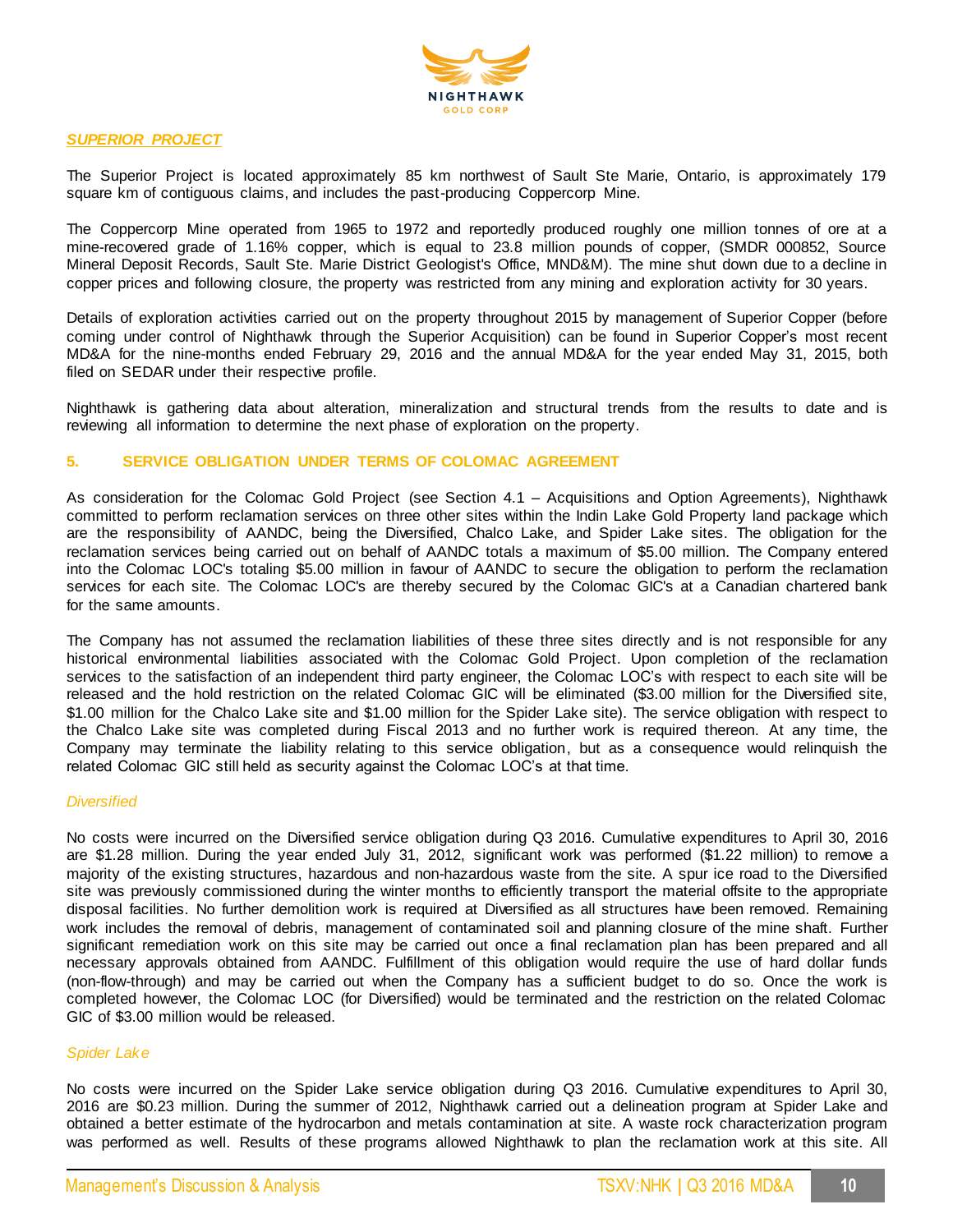***SUPERIOR PROJECT***

The Superior Project is located approximately 85 km northwest of Sault Ste Marie, Ontario, is approximately 179 square km of contiguous claims, and includes the past-producing Coppercorp Mine.

The Coppercorp Mine operated from 1965 to 1972 and reportedly produced roughly one million tonnes of ore at a mine-recovered grade of 1.16% copper, which is equal to 23.8 million pounds of copper, (SMDR 000852, Source Mineral Deposit Records, Sault Ste. Marie District Geologist's Office, MND&M). The mine shut down due to a decline in copper prices and following closure, the property was restricted from any mining and exploration activity for 30 years.

Details of exploration activities carried out on the property throughout 2015 by management of Superior Copper (before coming under control of Nighthawk through the Superior Acquisition) can be found in Superior Copper's most recent MD&A for the nine-months ended February 29, 2016 and the annual MD&A for the year ended May 31, 2015, both filed on SEDAR under their respective profile.

Nighthawk is gathering data about alteration, mineralization and structural trends from the results to date and is reviewing all information to determine the next phase of exploration on the property.

## 5. SERVICE OBLIGATION UNDER TERMS OF COLOMAC AGREEMENT

As consideration for the Colomac Gold Project (see Section 4.1 – Acquisitions and Option Agreements), Nighthawk committed to perform reclamation services on three other sites within the Indin Lake Gold Property land package which are the responsibility of AANDC, being the Diversified, Chalco Lake, and Spider Lake sites. The obligation for the reclamation services being carried out on behalf of AANDC totals a maximum of $5.00 million. The Company entered into the Colomac LOC's totaling $5.00 million in favour of AANDC to secure the obligation to perform the reclamation services for each site. The Colomac LOC's are thereby secured by the Colomac GIC's at a Canadian chartered bank for the same amounts.

The Company has not assumed the reclamation liabilities of these three sites directly and is not responsible for any historical environmental liabilities associated with the Colomac Gold Project. Upon completion of the reclamation services to the satisfaction of an independent third party engineer, the Colomac LOC's with respect to each site will be released and the hold restriction on the related Colomac GIC will be eliminated ($3.00 million for the Diversified site, $1.00 million for the Chalco Lake site and $1.00 million for the Spider Lake site). The service obligation with respect to the Chalco Lake site was completed during Fiscal 2013 and no further work is required thereon. At any time, the Company may terminate the liability relating to this service obligation, but as a consequence would relinquish the related Colomac GIC still held as security against the Colomac LOC's at that time.

*Diversified*

No costs were incurred on the Diversified service obligation during Q3 2016. Cumulative expenditures to April 30, 2016 are $1.28 million. During the year ended July 31, 2012, significant work was performed ($1.22 million) to remove a majority of the existing structures, hazardous and non-hazardous waste from the site. A spur ice road to the Diversified site was previously commissioned during the winter months to efficiently transport the material offsite to the appropriate disposal facilities. No further demolition work is required at Diversified as all structures have been removed. Remaining work includes the removal of debris, management of contaminated soil and planning closure of the mine shaft. Further significant remediation work on this site may be carried out once a final reclamation plan has been prepared and all necessary approvals obtained from AANDC. Fulfillment of this obligation would require the use of hard dollar funds (non-flow-through) and may be carried out when the Company has a sufficient budget to do so. Once the work is completed however, the Colomac LOC (for Diversified) would be terminated and the restriction on the related Colomac GIC of $3.00 million would be released.

*Spider Lake*

No costs were incurred on the Spider Lake service obligation during Q3 2016. Cumulative expenditures to April 30, 2016 are $0.23 million. During the summer of 2012, Nighthawk carried out a delineation program at Spider Lake and obtained a better estimate of the hydrocarbon and metals contamination at site. A waste rock characterization program was performed as well. Results of these programs allowed Nighthawk to plan the reclamation work at this site. All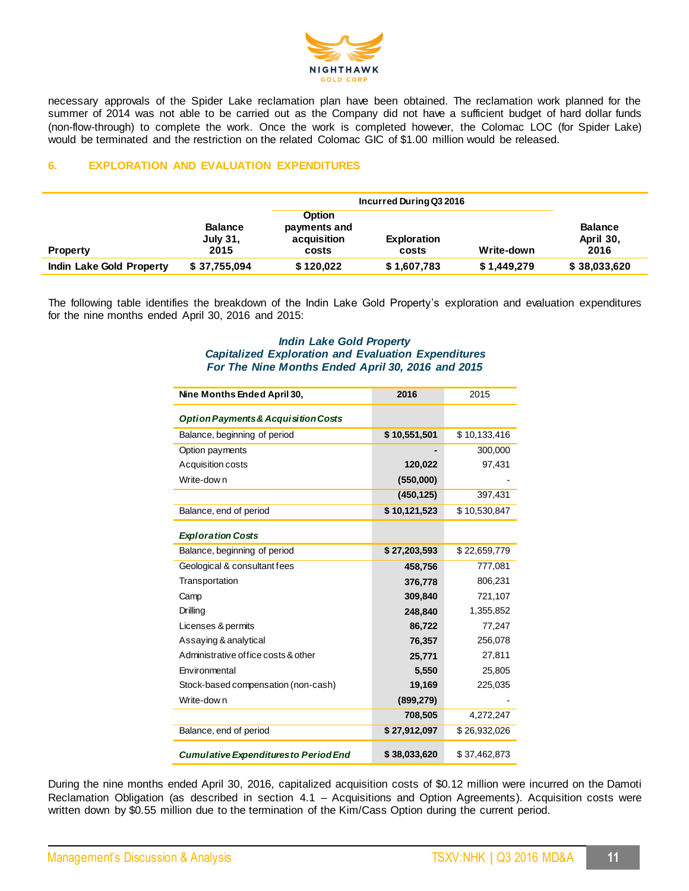necessary approvals of the Spider Lake reclamation plan have been obtained. The reclamation work planned for the summer of 2014 was not able to be carried out as the Company did not have a sufficient budget of hard dollar funds (non-flow-through) to complete the work. Once the work is completed however, the Colomac LOC (for Spider Lake) would be terminated and the restriction on the related Colomac GIC of $1.00 million would be released.

## 6. EXPLORATION AND EVALUATION EXPENDITURES

| | | Incurred During Q3 2016 | | | |
|---|---|---|---|---|---|
| **Property** | **Balance July 31, 2015** | **Option payments and acquisition costs** | **Exploration costs** | **Write-down** | **Balance April 30, 2016** |
| **Indin Lake Gold Property** | **$ 37,755,094** | **$ 120,022** | **$ 1,607,783** | **$ 1,449,279** | **$ 38,033,620** |

The following table identifies the breakdown of the Indin Lake Gold Property's exploration and evaluation expenditures for the nine months ended April 30, 2016 and 2015:

***Indin Lake Gold Property***
***Capitalized Exploration and Evaluation Expenditures***
***For The Nine Months Ended April 30, 2016 and 2015***

| Nine Months Ended April 30, | 2016 | 2015 |
|---|---|---|
| ***Option Payments & Acquisition Costs*** | | |
| Balance, beginning of period | **$ 10,551,501** | $ 10,133,416 |
| Option payments | **-** | 300,000 |
| Acquisition costs | **120,022** | 97,431 |
| Write-down | **(550,000)** | - |
| | **(450,125)** | 397,431 |
| Balance, end of period | **$ 10,121,523** | $ 10,530,847 |
| ***Exploration Costs*** | | |
| Balance, beginning of period | **$ 27,203,593** | $ 22,659,779 |
| Geological & consultant fees | **458,756** | 777,081 |
| Transportation | **376,778** | 806,231 |
| Camp | **309,840** | 721,107 |
| Drilling | **248,840** | 1,355,852 |
| Licenses & permits | **86,722** | 77,247 |
| Assaying & analytical | **76,357** | 256,078 |
| Administrative office costs & other | **25,771** | 27,811 |
| Environmental | **5,550** | 25,805 |
| Stock-based compensation (non-cash) | **19,169** | 225,035 |
| Write-down | **(899,279)** | - |
| | **708,505** | 4,272,247 |
| Balance, end of period | **$ 27,912,097** | $ 26,932,026 |
| ***Cumulative Expenditures to Period End*** | **$ 38,033,620** | $ 37,462,873 |

During the nine months ended April 30, 2016, capitalized acquisition costs of $0.12 million were incurred on the Damoti Reclamation Obligation (as described in section 4.1 – Acquisitions and Option Agreements). Acquisition costs were written down by $0.55 million due to the termination of the Kim/Cass Option during the current period.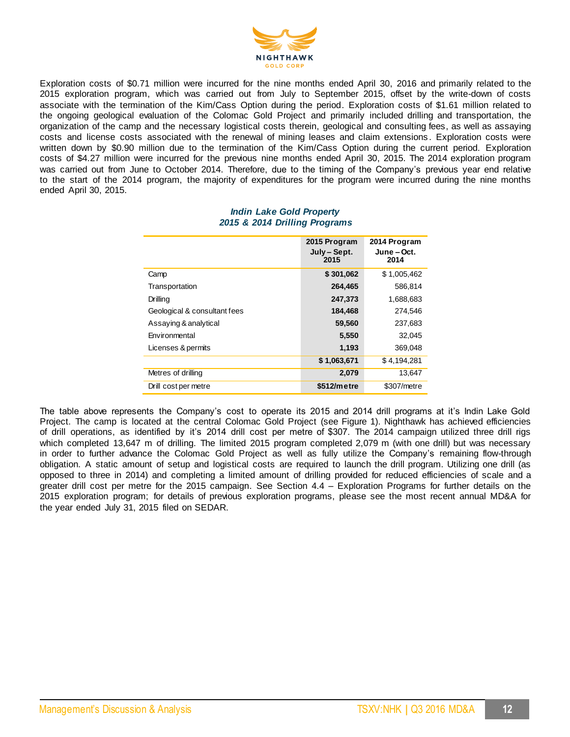Exploration costs of $0.71 million were incurred for the nine months ended April 30, 2016 and primarily related to the 2015 exploration program, which was carried out from July to September 2015, offset by the write-down of costs associate with the termination of the Kim/Cass Option during the period. Exploration costs of $1.61 million related to the ongoing geological evaluation of the Colomac Gold Project and primarily included drilling and transportation, the organization of the camp and the necessary logistical costs therein, geological and consulting fees, as well as assaying costs and license costs associated with the renewal of mining leases and claim extensions. Exploration costs were written down by $0.90 million due to the termination of the Kim/Cass Option during the current period. Exploration costs of $4.27 million were incurred for the previous nine months ended April 30, 2015. The 2014 exploration program was carried out from June to October 2014. Therefore, due to the timing of the Company's previous year end relative to the start of the 2014 program, the majority of expenditures for the program were incurred during the nine months ended April 30, 2015.

***Indin Lake Gold Property***
***2015 & 2014 Drilling Programs***

| | **2015 Program July – Sept. 2015** | **2014 Program June – Oct. 2014** |
|---|---|---|
| Camp | **$ 301,062** | $ 1,005,462 |
| Transportation | **264,465** | 586,814 |
| Drilling | **247,373** | 1,688,683 |
| Geological & consultant fees | **184,468** | 274,546 |
| Assaying & analytical | **59,560** | 237,683 |
| Environmental | **5,550** | 32,045 |
| Licenses & permits | **1,193** | 369,048 |
| | **$ 1,063,671** | $ 4,194,281 |
| Metres of drilling | **2,079** | 13,647 |
| Drill cost per metre | **$512/metre** | $307/metre |

The table above represents the Company's cost to operate its 2015 and 2014 drill programs at it's Indin Lake Gold Project. The camp is located at the central Colomac Gold Project (see Figure 1). Nighthawk has achieved efficiencies of drill operations, as identified by it's 2014 drill cost per metre of $307. The 2014 campaign utilized three drill rigs which completed 13,647 m of drilling. The limited 2015 program completed 2,079 m (with one drill) but was necessary in order to further advance the Colomac Gold Project as well as fully utilize the Company's remaining flow-through obligation. A static amount of setup and logistical costs are required to launch the drill program. Utilizing one drill (as opposed to three in 2014) and completing a limited amount of drilling provided for reduced efficiencies of scale and a greater drill cost per metre for the 2015 campaign. See Section 4.4 – Exploration Programs for further details on the 2015 exploration program; for details of previous exploration programs, please see the most recent annual MD&A for the year ended July 31, 2015 filed on SEDAR.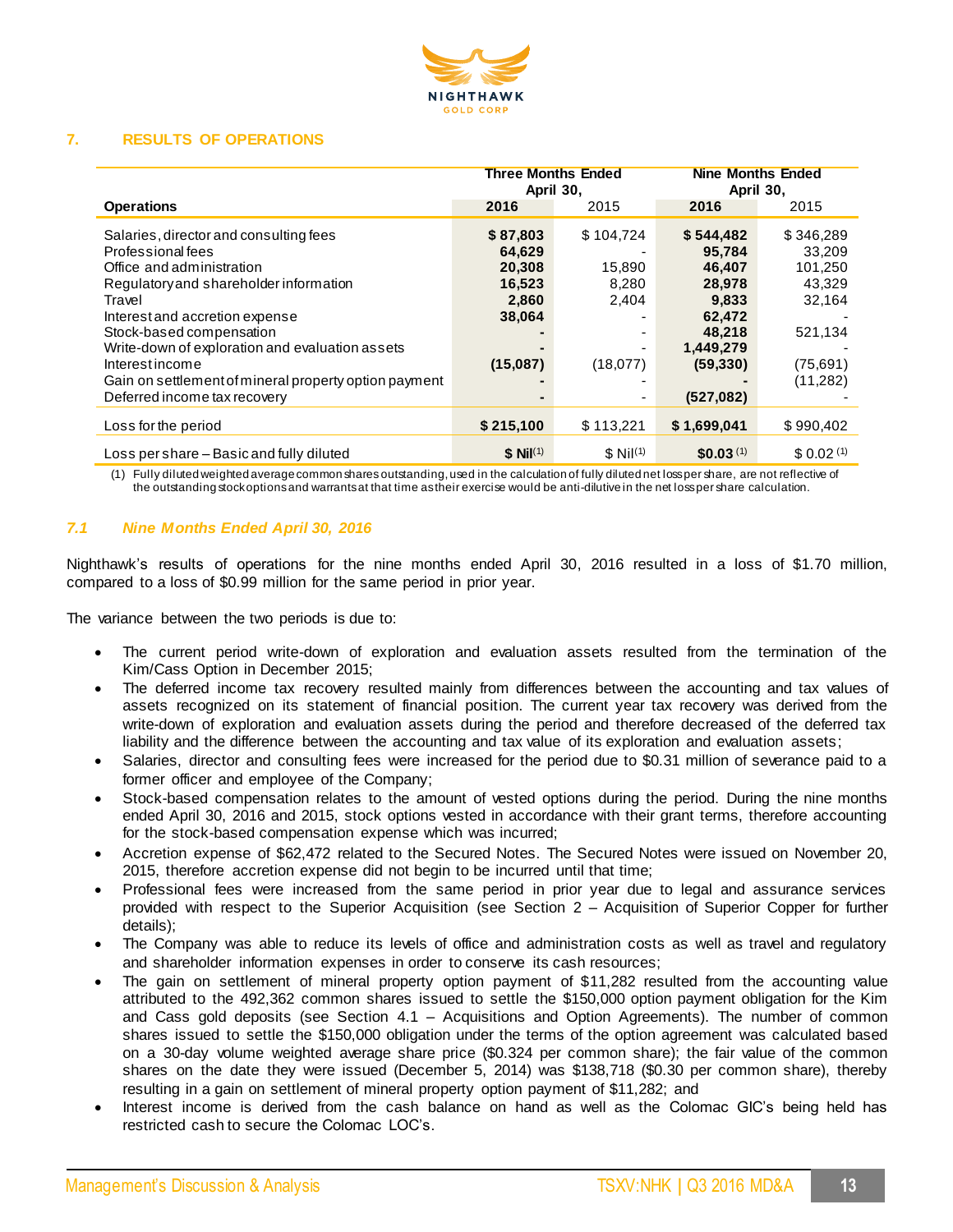## 7. RESULTS OF OPERATIONS

| Operations | Three Months Ended April 30, 2016 | 2015 | Nine Months Ended April 30, 2016 | 2015 |
|---|---|---|---|---|
| Salaries, director and consulting fees | **$ 87,803** | $ 104,724 | **$ 544,482** | $ 346,289 |
| Professional fees | **64,629** | - | **95,784** | 33,209 |
| Office and administration | **20,308** | 15,890 | **46,407** | 101,250 |
| Regulatory and shareholder information | **16,523** | 8,280 | **28,978** | 43,329 |
| Travel | **2,860** | 2,404 | **9,833** | 32,164 |
| Interest and accretion expense | **38,064** | - | **62,472** | - |
| Stock-based compensation | **-** | - | **48,218** | 521,134 |
| Write-down of exploration and evaluation assets | **-** | - | **1,449,279** | - |
| Interest income | **(15,087)** | (18,077) | **(59,330)** | (75,691) |
| Gain on settlement of mineral property option payment | **-** | - | **-** | (11,282) |
| Deferred income tax recovery | **-** | - | **(527,082)** | - |
| Loss for the period | **$ 215,100** | $ 113,221 | **$ 1,699,041** | $ 990,402 |
| Loss per share – Basic and fully diluted | **$ Nil**(1) | $ Nil(1) | **$0.03** (1) | $ 0.02 (1) |

(1) Fully diluted weighted average common shares outstanding, used in the calculation of fully diluted net loss per share, are not reflective of the outstanding stock options and warrants at that time as their exercise would be anti-dilutive in the net loss per share calculation.

### *7.1 Nine Months Ended April 30, 2016*

Nighthawk's results of operations for the nine months ended April 30, 2016 resulted in a loss of $1.70 million, compared to a loss of $0.99 million for the same period in prior year.

The variance between the two periods is due to:

- The current period write-down of exploration and evaluation assets resulted from the termination of the Kim/Cass Option in December 2015;
- The deferred income tax recovery resulted mainly from differences between the accounting and tax values of assets recognized on its statement of financial position. The current year tax recovery was derived from the write-down of exploration and evaluation assets during the period and therefore decreased of the deferred tax liability and the difference between the accounting and tax value of its exploration and evaluation assets;
- Salaries, director and consulting fees were increased for the period due to $0.31 million of severance paid to a former officer and employee of the Company;
- Stock-based compensation relates to the amount of vested options during the period. During the nine months ended April 30, 2016 and 2015, stock options vested in accordance with their grant terms, therefore accounting for the stock-based compensation expense which was incurred;
- Accretion expense of $62,472 related to the Secured Notes. The Secured Notes were issued on November 20, 2015, therefore accretion expense did not begin to be incurred until that time;
- Professional fees were increased from the same period in prior year due to legal and assurance services provided with respect to the Superior Acquisition (see Section 2 – Acquisition of Superior Copper for further details);
- The Company was able to reduce its levels of office and administration costs as well as travel and regulatory and shareholder information expenses in order to conserve its cash resources;
- The gain on settlement of mineral property option payment of $11,282 resulted from the accounting value attributed to the 492,362 common shares issued to settle the $150,000 option payment obligation for the Kim and Cass gold deposits (see Section 4.1 – Acquisitions and Option Agreements). The number of common shares issued to settle the $150,000 obligation under the terms of the option agreement was calculated based on a 30-day volume weighted average share price ($0.324 per common share); the fair value of the common shares on the date they were issued (December 5, 2014) was $138,718 ($0.30 per common share), thereby resulting in a gain on settlement of mineral property option payment of $11,282; and
- Interest income is derived from the cash balance on hand as well as the Colomac GIC's being held has restricted cash to secure the Colomac LOC's.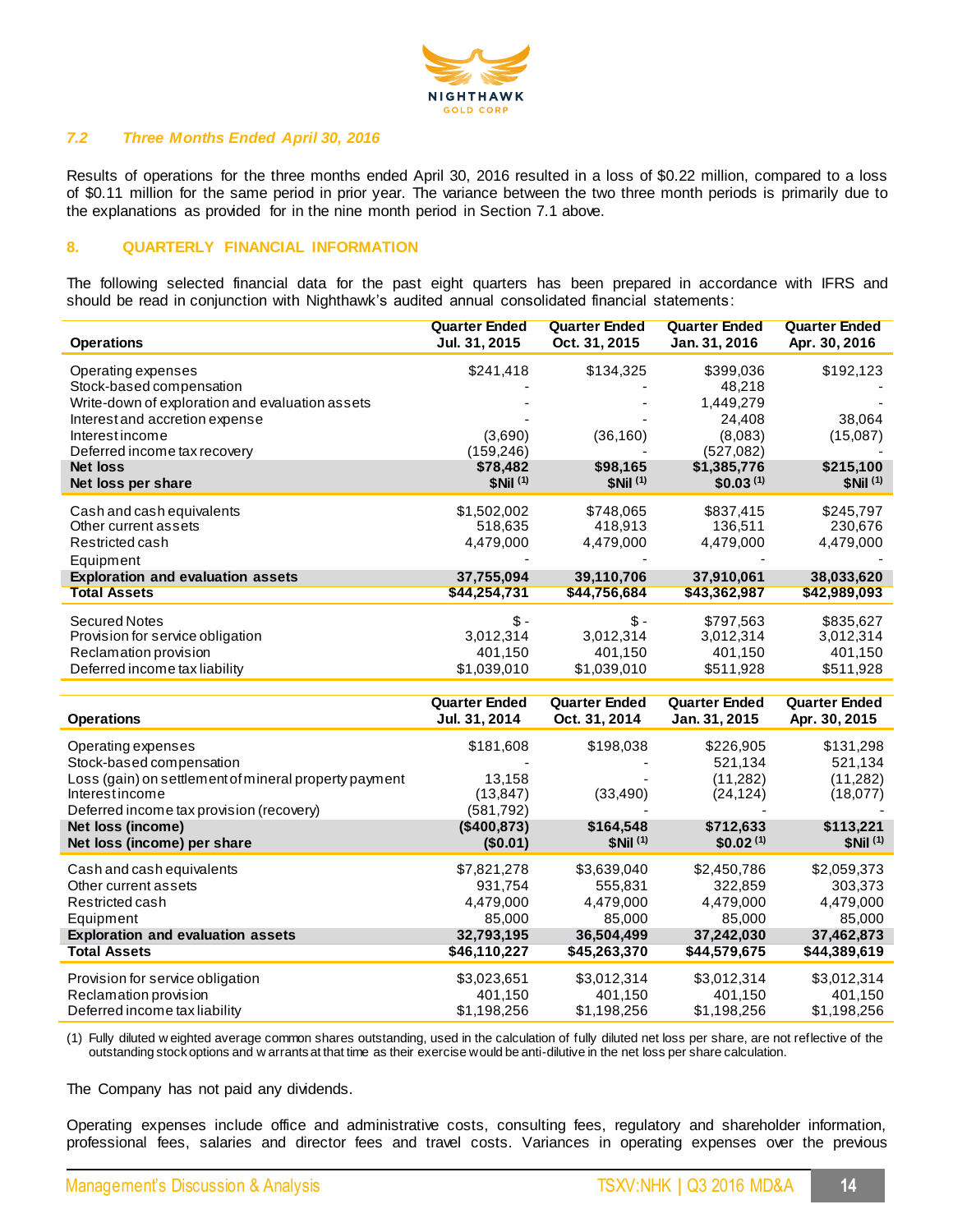### *7.2 Three Months Ended April 30, 2016*

Results of operations for the three months ended April 30, 2016 resulted in a loss of $0.22 million, compared to a loss of $0.11 million for the same period in prior year. The variance between the two three month periods is primarily due to the explanations as provided for in the nine month period in Section 7.1 above.

## 8. QUARTERLY FINANCIAL INFORMATION

The following selected financial data for the past eight quarters has been prepared in accordance with IFRS and should be read in conjunction with Nighthawk's audited annual consolidated financial statements:

| Operations | Quarter Ended Jul. 31, 2015 | Quarter Ended Oct. 31, 2015 | Quarter Ended Jan. 31, 2016 | Quarter Ended Apr. 30, 2016 |
|---|---|---|---|---|
| Operating expenses | $241,418 | $134,325 | $399,036 | $192,123 |
| Stock-based compensation | - | - | 48,218 | - |
| Write-down of exploration and evaluation assets | - | - | 1,449,279 | - |
| Interest and accretion expense | - | - | 24,408 | 38,064 |
| Interest income | (3,690) | (36,160) | (8,083) | (15,087) |
| Deferred income tax recovery | (159,246) | - | (527,082) | - |
| **Net loss** | **$78,482** | **$98,165** | **$1,385,776** | **$215,100** |
| **Net loss per share** | **$Nil (1)** | **$Nil (1)** | **$0.03 (1)** | **$Nil (1)** |
| Cash and cash equivalents | $1,502,002 | $748,065 | $837,415 | $245,797 |
| Other current assets | 518,635 | 418,913 | 136,511 | 230,676 |
| Restricted cash | 4,479,000 | 4,479,000 | 4,479,000 | 4,479,000 |
| Equipment | - | - | - | - |
| **Exploration and evaluation assets** | **37,755,094** | **39,110,706** | **37,910,061** | **38,033,620** |
| **Total Assets** | **$44,254,731** | **$44,756,684** | **$43,362,987** | **$42,989,093** |
| Secured Notes | $ - | $ - | $797,563 | $835,627 |
| Provision for service obligation | 3,012,314 | 3,012,314 | 3,012,314 | 3,012,314 |
| Reclamation provision | 401,150 | 401,150 | 401,150 | 401,150 |
| Deferred income tax liability | $1,039,010 | $1,039,010 | $511,928 | $511,928 |

| Operations | Quarter Ended Jul. 31, 2014 | Quarter Ended Oct. 31, 2014 | Quarter Ended Jan. 31, 2015 | Quarter Ended Apr. 30, 2015 |
|---|---|---|---|---|
| Operating expenses | $181,608 | $198,038 | $226,905 | $131,298 |
| Stock-based compensation | - | - | 521,134 | 521,134 |
| Loss (gain) on settlement of mineral property payment | 13,158 | - | (11,282) | (11,282) |
| Interest income | (13,847) | (33,490) | (24,124) | (18,077) |
| Deferred income tax provision (recovery) | (581,792) | - | - | - |
| **Net loss (income)** | **($400,873)** | **$164,548** | **$712,633** | **$113,221** |
| **Net loss (income) per share** | **($0.01)** | **$Nil (1)** | **$0.02 (1)** | **$Nil (1)** |
| Cash and cash equivalents | $7,821,278 | $3,639,040 | $2,450,786 | $2,059,373 |
| Other current assets | 931,754 | 555,831 | 322,859 | 303,373 |
| Restricted cash | 4,479,000 | 4,479,000 | 4,479,000 | 4,479,000 |
| Equipment | 85,000 | 85,000 | 85,000 | 85,000 |
| **Exploration and evaluation assets** | **32,793,195** | **36,504,499** | **37,242,030** | **37,462,873** |
| **Total Assets** | **$46,110,227** | **$45,263,370** | **$44,579,675** | **$44,389,619** |
| Provision for service obligation | $3,023,651 | $3,012,314 | $3,012,314 | $3,012,314 |
| Reclamation provision | 401,150 | 401,150 | 401,150 | 401,150 |
| Deferred income tax liability | $1,198,256 | $1,198,256 | $1,198,256 | $1,198,256 |

(1) Fully diluted weighted average common shares outstanding, used in the calculation of fully diluted net loss per share, are not reflective of the outstanding stock options and warrants at that time as their exercise would be anti-dilutive in the net loss per share calculation.

The Company has not paid any dividends.

Operating expenses include office and administrative costs, consulting fees, regulatory and shareholder information, professional fees, salaries and director fees and travel costs. Variances in operating expenses over the previous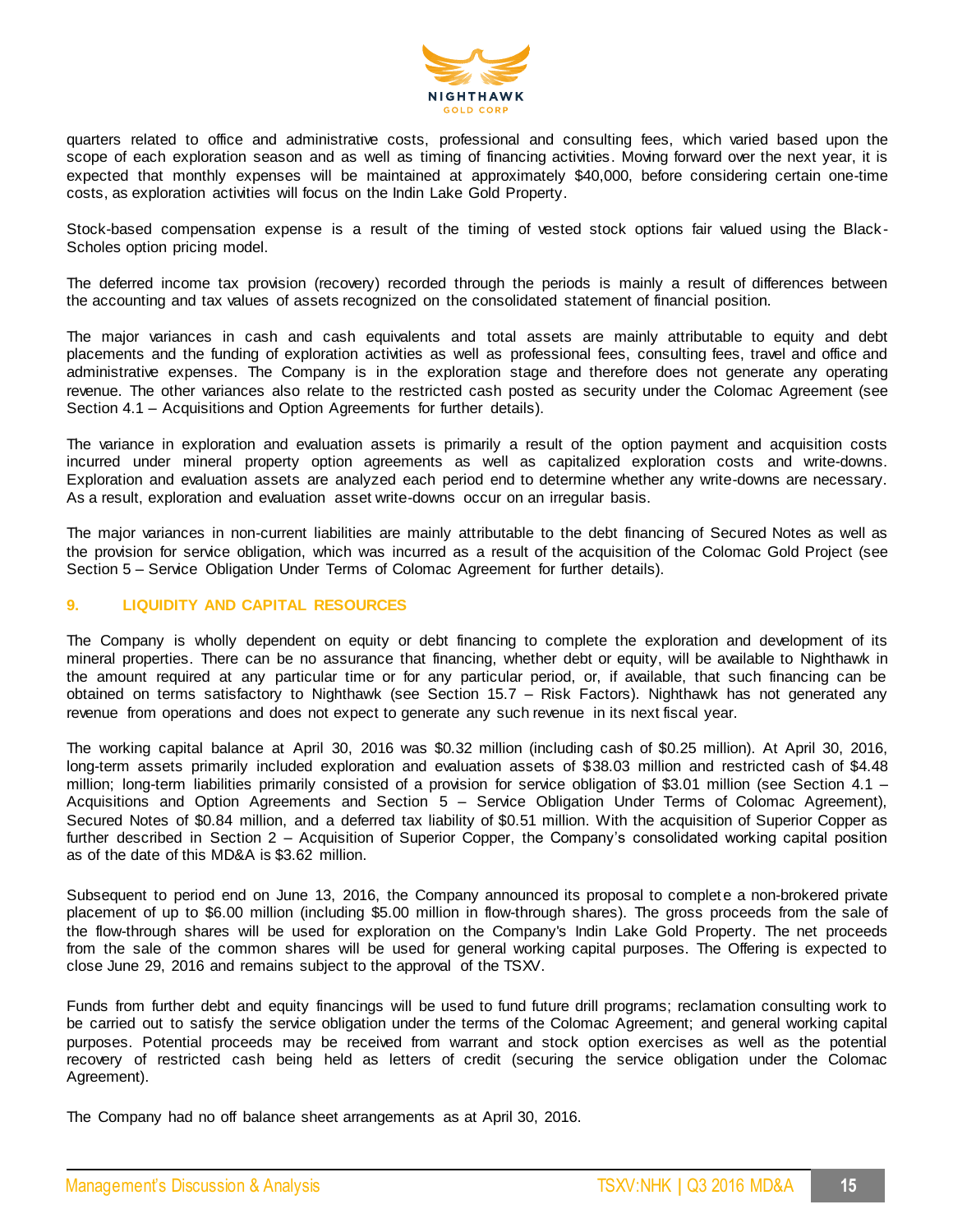quarters related to office and administrative costs, professional and consulting fees, which varied based upon the scope of each exploration season and as well as timing of financing activities. Moving forward over the next year, it is expected that monthly expenses will be maintained at approximately $40,000, before considering certain one-time costs, as exploration activities will focus on the Indin Lake Gold Property.

Stock-based compensation expense is a result of the timing of vested stock options fair valued using the Black-Scholes option pricing model.

The deferred income tax provision (recovery) recorded through the periods is mainly a result of differences between the accounting and tax values of assets recognized on the consolidated statement of financial position.

The major variances in cash and cash equivalents and total assets are mainly attributable to equity and debt placements and the funding of exploration activities as well as professional fees, consulting fees, travel and office and administrative expenses. The Company is in the exploration stage and therefore does not generate any operating revenue. The other variances also relate to the restricted cash posted as security under the Colomac Agreement (see Section 4.1 – Acquisitions and Option Agreements for further details).

The variance in exploration and evaluation assets is primarily a result of the option payment and acquisition costs incurred under mineral property option agreements as well as capitalized exploration costs and write-downs. Exploration and evaluation assets are analyzed each period end to determine whether any write-downs are necessary. As a result, exploration and evaluation asset write-downs occur on an irregular basis.

The major variances in non-current liabilities are mainly attributable to the debt financing of Secured Notes as well as the provision for service obligation, which was incurred as a result of the acquisition of the Colomac Gold Project (see Section 5 – Service Obligation Under Terms of Colomac Agreement for further details).

## 9. LIQUIDITY AND CAPITAL RESOURCES

The Company is wholly dependent on equity or debt financing to complete the exploration and development of its mineral properties. There can be no assurance that financing, whether debt or equity, will be available to Nighthawk in the amount required at any particular time or for any particular period, or, if available, that such financing can be obtained on terms satisfactory to Nighthawk (see Section 15.7 – Risk Factors). Nighthawk has not generated any revenue from operations and does not expect to generate any such revenue in its next fiscal year.

The working capital balance at April 30, 2016 was $0.32 million (including cash of $0.25 million). At April 30, 2016, long-term assets primarily included exploration and evaluation assets of $38.03 million and restricted cash of $4.48 million; long-term liabilities primarily consisted of a provision for service obligation of $3.01 million (see Section 4.1 – Acquisitions and Option Agreements and Section 5 – Service Obligation Under Terms of Colomac Agreement), Secured Notes of $0.84 million, and a deferred tax liability of $0.51 million. With the acquisition of Superior Copper as further described in Section 2 – Acquisition of Superior Copper, the Company's consolidated working capital position as of the date of this MD&A is $3.62 million.

Subsequent to period end on June 13, 2016, the Company announced its proposal to complete a non-brokered private placement of up to $6.00 million (including $5.00 million in flow-through shares). The gross proceeds from the sale of the flow-through shares will be used for exploration on the Company's Indin Lake Gold Property. The net proceeds from the sale of the common shares will be used for general working capital purposes. The Offering is expected to close June 29, 2016 and remains subject to the approval of the TSXV.

Funds from further debt and equity financings will be used to fund future drill programs; reclamation consulting work to be carried out to satisfy the service obligation under the terms of the Colomac Agreement; and general working capital purposes. Potential proceeds may be received from warrant and stock option exercises as well as the potential recovery of restricted cash being held as letters of credit (securing the service obligation under the Colomac Agreement).

The Company had no off balance sheet arrangements as at April 30, 2016.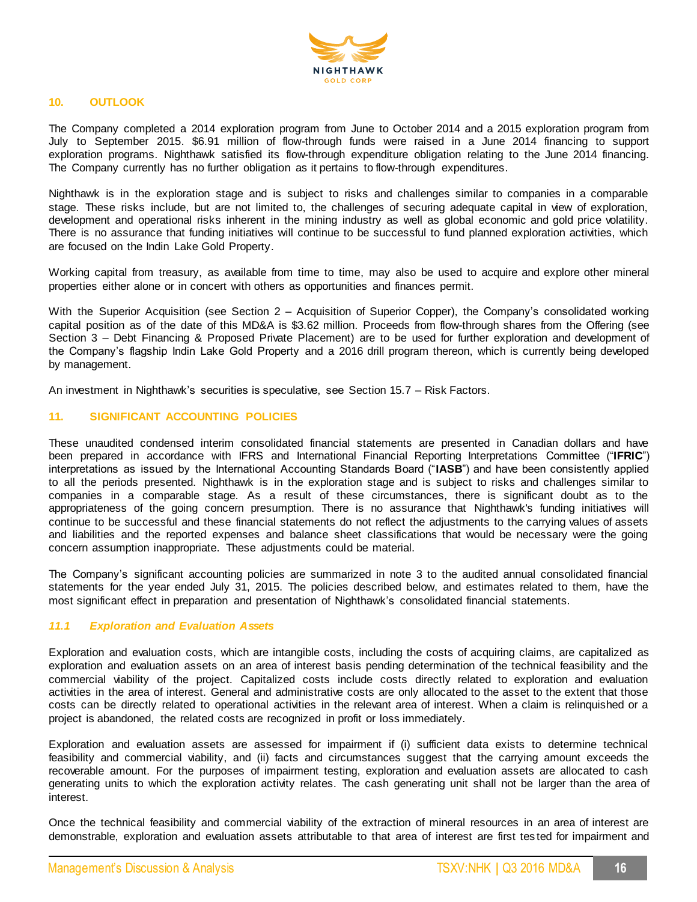## 10. OUTLOOK

The Company completed a 2014 exploration program from June to October 2014 and a 2015 exploration program from July to September 2015. $6.91 million of flow-through funds were raised in a June 2014 financing to support exploration programs. Nighthawk satisfied its flow-through expenditure obligation relating to the June 2014 financing. The Company currently has no further obligation as it pertains to flow-through expenditures.

Nighthawk is in the exploration stage and is subject to risks and challenges similar to companies in a comparable stage. These risks include, but are not limited to, the challenges of securing adequate capital in view of exploration, development and operational risks inherent in the mining industry as well as global economic and gold price volatility. There is no assurance that funding initiatives will continue to be successful to fund planned exploration activities, which are focused on the Indin Lake Gold Property.

Working capital from treasury, as available from time to time, may also be used to acquire and explore other mineral properties either alone or in concert with others as opportunities and finances permit.

With the Superior Acquisition (see Section 2 – Acquisition of Superior Copper), the Company's consolidated working capital position as of the date of this MD&A is $3.62 million. Proceeds from flow-through shares from the Offering (see Section 3 – Debt Financing & Proposed Private Placement) are to be used for further exploration and development of the Company's flagship Indin Lake Gold Property and a 2016 drill program thereon, which is currently being developed by management.

An investment in Nighthawk's securities is speculative, see Section 15.7 – Risk Factors.

## 11. SIGNIFICANT ACCOUNTING POLICIES

These unaudited condensed interim consolidated financial statements are presented in Canadian dollars and have been prepared in accordance with IFRS and International Financial Reporting Interpretations Committee ("**IFRIC**") interpretations as issued by the International Accounting Standards Board ("**IASB**") and have been consistently applied to all the periods presented. Nighthawk is in the exploration stage and is subject to risks and challenges similar to companies in a comparable stage. As a result of these circumstances, there is significant doubt as to the appropriateness of the going concern presumption. There is no assurance that Nighthawk's funding initiatives will continue to be successful and these financial statements do not reflect the adjustments to the carrying values of assets and liabilities and the reported expenses and balance sheet classifications that would be necessary were the going concern assumption inappropriate. These adjustments could be material.

The Company's significant accounting policies are summarized in note 3 to the audited annual consolidated financial statements for the year ended July 31, 2015. The policies described below, and estimates related to them, have the most significant effect in preparation and presentation of Nighthawk's consolidated financial statements.

### *11.1 Exploration and Evaluation Assets*

Exploration and evaluation costs, which are intangible costs, including the costs of acquiring claims, are capitalized as exploration and evaluation assets on an area of interest basis pending determination of the technical feasibility and the commercial viability of the project. Capitalized costs include costs directly related to exploration and evaluation activities in the area of interest. General and administrative costs are only allocated to the asset to the extent that those costs can be directly related to operational activities in the relevant area of interest. When a claim is relinquished or a project is abandoned, the related costs are recognized in profit or loss immediately.

Exploration and evaluation assets are assessed for impairment if (i) sufficient data exists to determine technical feasibility and commercial viability, and (ii) facts and circumstances suggest that the carrying amount exceeds the recoverable amount. For the purposes of impairment testing, exploration and evaluation assets are allocated to cash generating units to which the exploration activity relates. The cash generating unit shall not be larger than the area of interest.

Once the technical feasibility and commercial viability of the extraction of mineral resources in an area of interest are demonstrable, exploration and evaluation assets attributable to that area of interest are first tested for impairment and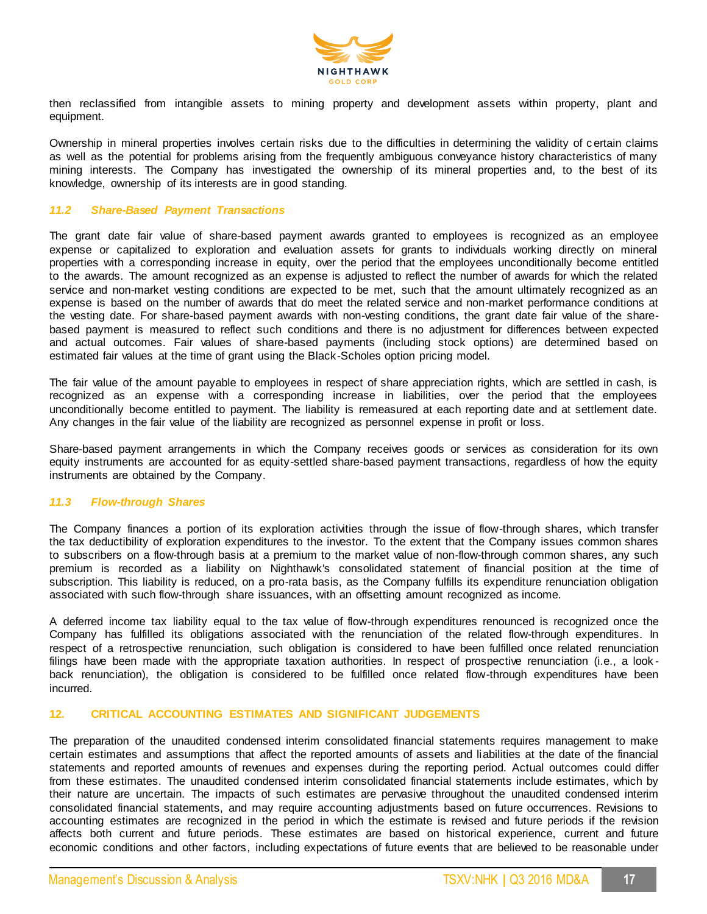then reclassified from intangible assets to mining property and development assets within property, plant and equipment.

Ownership in mineral properties involves certain risks due to the difficulties in determining the validity of certain claims as well as the potential for problems arising from the frequently ambiguous conveyance history characteristics of many mining interests. The Company has investigated the ownership of its mineral properties and, to the best of its knowledge, ownership of its interests are in good standing.

### *11.2 Share-Based Payment Transactions*

The grant date fair value of share-based payment awards granted to employees is recognized as an employee expense or capitalized to exploration and evaluation assets for grants to individuals working directly on mineral properties with a corresponding increase in equity, over the period that the employees unconditionally become entitled to the awards. The amount recognized as an expense is adjusted to reflect the number of awards for which the related service and non-market vesting conditions are expected to be met, such that the amount ultimately recognized as an expense is based on the number of awards that do meet the related service and non-market performance conditions at the vesting date. For share-based payment awards with non-vesting conditions, the grant date fair value of the share-based payment is measured to reflect such conditions and there is no adjustment for differences between expected and actual outcomes. Fair values of share-based payments (including stock options) are determined based on estimated fair values at the time of grant using the Black-Scholes option pricing model.

The fair value of the amount payable to employees in respect of share appreciation rights, which are settled in cash, is recognized as an expense with a corresponding increase in liabilities, over the period that the employees unconditionally become entitled to payment. The liability is remeasured at each reporting date and at settlement date. Any changes in the fair value of the liability are recognized as personnel expense in profit or loss.

Share-based payment arrangements in which the Company receives goods or services as consideration for its own equity instruments are accounted for as equity-settled share-based payment transactions, regardless of how the equity instruments are obtained by the Company.

### *11.3 Flow-through Shares*

The Company finances a portion of its exploration activities through the issue of flow-through shares, which transfer the tax deductibility of exploration expenditures to the investor. To the extent that the Company issues common shares to subscribers on a flow-through basis at a premium to the market value of non-flow-through common shares, any such premium is recorded as a liability on Nighthawk's consolidated statement of financial position at the time of subscription. This liability is reduced, on a pro-rata basis, as the Company fulfills its expenditure renunciation obligation associated with such flow-through share issuances, with an offsetting amount recognized as income.

A deferred income tax liability equal to the tax value of flow-through expenditures renounced is recognized once the Company has fulfilled its obligations associated with the renunciation of the related flow-through expenditures. In respect of a retrospective renunciation, such obligation is considered to have been fulfilled once related renunciation filings have been made with the appropriate taxation authorities. In respect of prospective renunciation (i.e., a look-back renunciation), the obligation is considered to be fulfilled once related flow-through expenditures have been incurred.

## 12. CRITICAL ACCOUNTING ESTIMATES AND SIGNIFICANT JUDGEMENTS

The preparation of the unaudited condensed interim consolidated financial statements requires management to make certain estimates and assumptions that affect the reported amounts of assets and liabilities at the date of the financial statements and reported amounts of revenues and expenses during the reporting period. Actual outcomes could differ from these estimates. The unaudited condensed interim consolidated financial statements include estimates, which by their nature are uncertain. The impacts of such estimates are pervasive throughout the unaudited condensed interim consolidated financial statements, and may require accounting adjustments based on future occurrences. Revisions to accounting estimates are recognized in the period in which the estimate is revised and future periods if the revision affects both current and future periods. These estimates are based on historical experience, current and future economic conditions and other factors, including expectations of future events that are believed to be reasonable under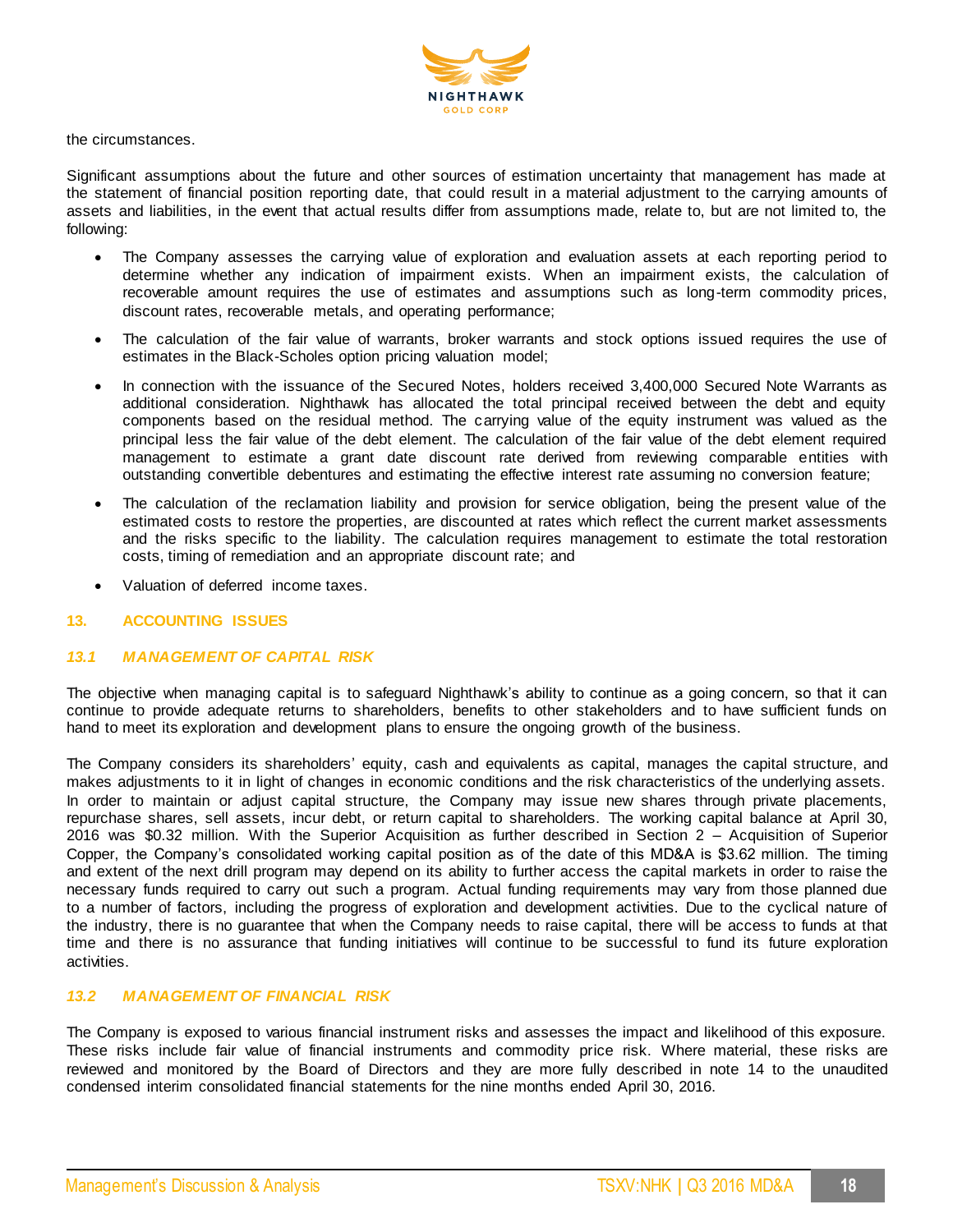the circumstances.

Significant assumptions about the future and other sources of estimation uncertainty that management has made at the statement of financial position reporting date, that could result in a material adjustment to the carrying amounts of assets and liabilities, in the event that actual results differ from assumptions made, relate to, but are not limited to, the following:

- The Company assesses the carrying value of exploration and evaluation assets at each reporting period to determine whether any indication of impairment exists. When an impairment exists, the calculation of recoverable amount requires the use of estimates and assumptions such as long-term commodity prices, discount rates, recoverable metals, and operating performance;
- The calculation of the fair value of warrants, broker warrants and stock options issued requires the use of estimates in the Black-Scholes option pricing valuation model;
- In connection with the issuance of the Secured Notes, holders received 3,400,000 Secured Note Warrants as additional consideration. Nighthawk has allocated the total principal received between the debt and equity components based on the residual method. The carrying value of the equity instrument was valued as the principal less the fair value of the debt element. The calculation of the fair value of the debt element required management to estimate a grant date discount rate derived from reviewing comparable entities with outstanding convertible debentures and estimating the effective interest rate assuming no conversion feature;
- The calculation of the reclamation liability and provision for service obligation, being the present value of the estimated costs to restore the properties, are discounted at rates which reflect the current market assessments and the risks specific to the liability. The calculation requires management to estimate the total restoration costs, timing of remediation and an appropriate discount rate; and
- Valuation of deferred income taxes.

## 13. ACCOUNTING ISSUES

### *13.1 MANAGEMENT OF CAPITAL RISK*

The objective when managing capital is to safeguard Nighthawk's ability to continue as a going concern, so that it can continue to provide adequate returns to shareholders, benefits to other stakeholders and to have sufficient funds on hand to meet its exploration and development plans to ensure the ongoing growth of the business.

The Company considers its shareholders' equity, cash and equivalents as capital, manages the capital structure, and makes adjustments to it in light of changes in economic conditions and the risk characteristics of the underlying assets. In order to maintain or adjust capital structure, the Company may issue new shares through private placements, repurchase shares, sell assets, incur debt, or return capital to shareholders. The working capital balance at April 30, 2016 was $0.32 million. With the Superior Acquisition as further described in Section 2 – Acquisition of Superior Copper, the Company's consolidated working capital position as of the date of this MD&A is $3.62 million. The timing and extent of the next drill program may depend on its ability to further access the capital markets in order to raise the necessary funds required to carry out such a program. Actual funding requirements may vary from those planned due to a number of factors, including the progress of exploration and development activities. Due to the cyclical nature of the industry, there is no guarantee that when the Company needs to raise capital, there will be access to funds at that time and there is no assurance that funding initiatives will continue to be successful to fund its future exploration activities.

### *13.2 MANAGEMENT OF FINANCIAL RISK*

The Company is exposed to various financial instrument risks and assesses the impact and likelihood of this exposure. These risks include fair value of financial instruments and commodity price risk. Where material, these risks are reviewed and monitored by the Board of Directors and they are more fully described in note 14 to the unaudited condensed interim consolidated financial statements for the nine months ended April 30, 2016.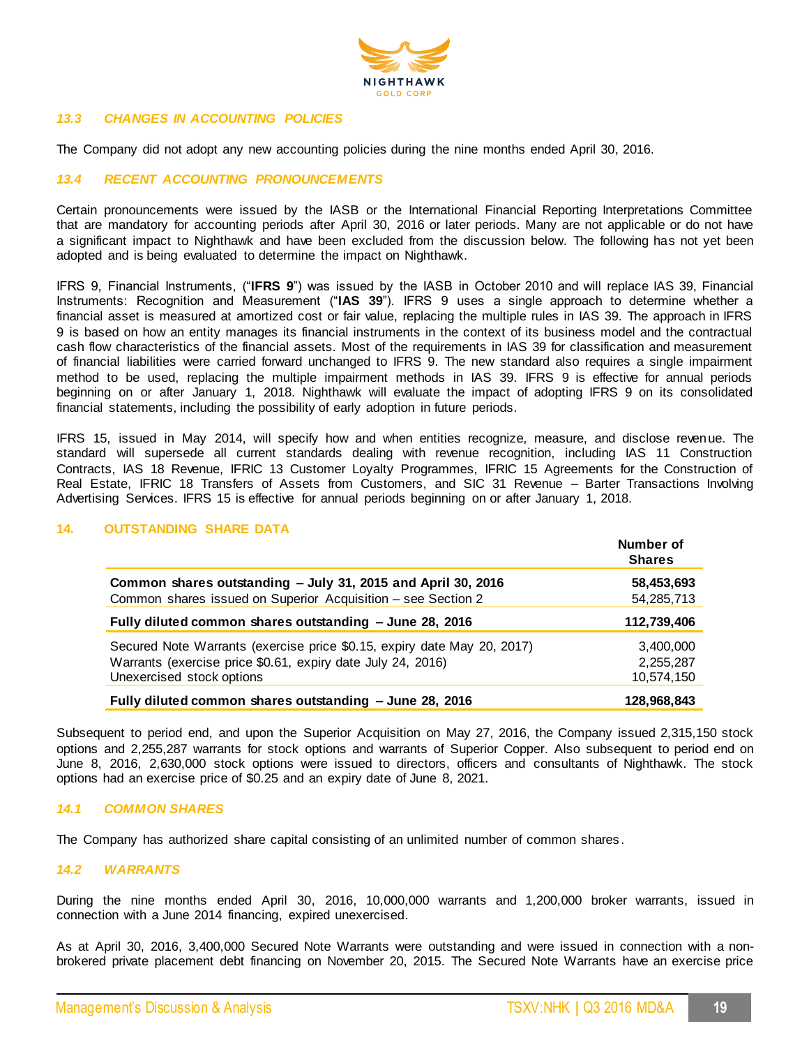### 13.3 CHANGES IN ACCOUNTING POLICIES

The Company did not adopt any new accounting policies during the nine months ended April 30, 2016.

### 13.4 RECENT ACCOUNTING PRONOUNCEMENTS

Certain pronouncements were issued by the IASB or the International Financial Reporting Interpretations Committee that are mandatory for accounting periods after April 30, 2016 or later periods. Many are not applicable or do not have a significant impact to Nighthawk and have been excluded from the discussion below. The following has not yet been adopted and is being evaluated to determine the impact on Nighthawk.

IFRS 9, Financial Instruments, ("**IFRS 9**") was issued by the IASB in October 2010 and will replace IAS 39, Financial Instruments: Recognition and Measurement ("**IAS 39**"). IFRS 9 uses a single approach to determine whether a financial asset is measured at amortized cost or fair value, replacing the multiple rules in IAS 39. The approach in IFRS 9 is based on how an entity manages its financial instruments in the context of its business model and the contractual cash flow characteristics of the financial assets. Most of the requirements in IAS 39 for classification and measurement of financial liabilities were carried forward unchanged to IFRS 9. The new standard also requires a single impairment method to be used, replacing the multiple impairment methods in IAS 39. IFRS 9 is effective for annual periods beginning on or after January 1, 2018. Nighthawk will evaluate the impact of adopting IFRS 9 on its consolidated financial statements, including the possibility of early adoption in future periods.

IFRS 15, issued in May 2014, will specify how and when entities recognize, measure, and disclose revenue. The standard will supersede all current standards dealing with revenue recognition, including IAS 11 Construction Contracts, IAS 18 Revenue, IFRIC 13 Customer Loyalty Programmes, IFRIC 15 Agreements for the Construction of Real Estate, IFRIC 18 Transfers of Assets from Customers, and SIC 31 Revenue – Barter Transactions Involving Advertising Services. IFRS 15 is effective for annual periods beginning on or after January 1, 2018.

## 14. OUTSTANDING SHARE DATA

| | Number of Shares |
|---|---|
| **Common shares outstanding – July 31, 2015 and April 30, 2016** | **58,453,693** |
| Common shares issued on Superior Acquisition – see Section 2 | 54,285,713 |
| **Fully diluted common shares outstanding – June 28, 2016** | **112,739,406** |
| Secured Note Warrants (exercise price $0.15, expiry date May 20, 2017) | 3,400,000 |
| Warrants (exercise price $0.61, expiry date July 24, 2016) | 2,255,287 |
| Unexercised stock options | 10,574,150 |
| **Fully diluted common shares outstanding – June 28, 2016** | **128,968,843** |

Subsequent to period end, and upon the Superior Acquisition on May 27, 2016, the Company issued 2,315,150 stock options and 2,255,287 warrants for stock options and warrants of Superior Copper. Also subsequent to period end on June 8, 2016, 2,630,000 stock options were issued to directors, officers and consultants of Nighthawk. The stock options had an exercise price of $0.25 and an expiry date of June 8, 2021.

### 14.1 COMMON SHARES

The Company has authorized share capital consisting of an unlimited number of common shares.

### 14.2 WARRANTS

During the nine months ended April 30, 2016, 10,000,000 warrants and 1,200,000 broker warrants, issued in connection with a June 2014 financing, expired unexercised.

As at April 30, 2016, 3,400,000 Secured Note Warrants were outstanding and were issued in connection with a non-brokered private placement debt financing on November 20, 2015. The Secured Note Warrants have an exercise price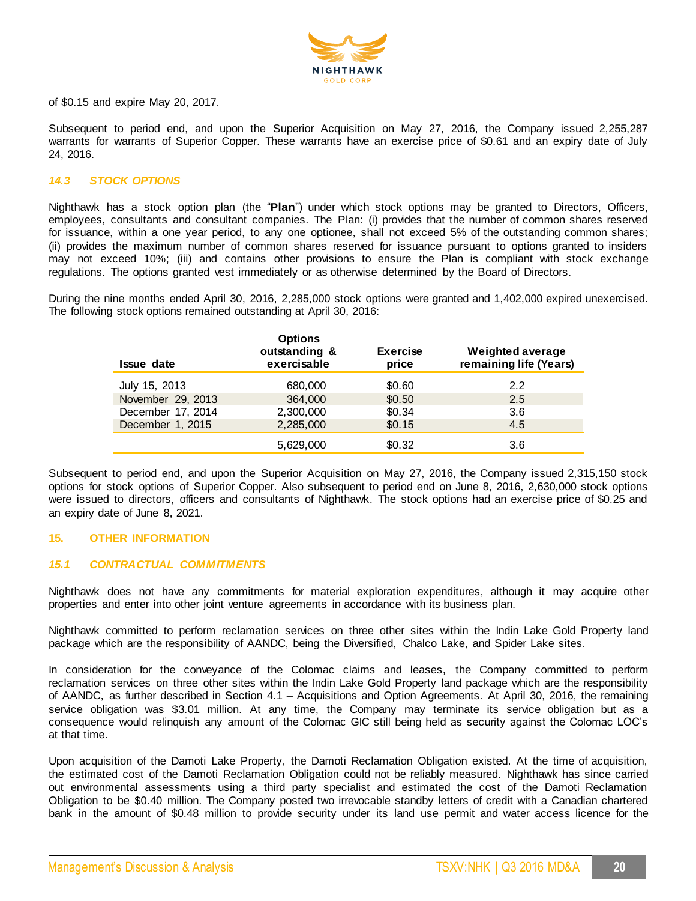of $0.15 and expire May 20, 2017.

Subsequent to period end, and upon the Superior Acquisition on May 27, 2016, the Company issued 2,255,287 warrants for warrants of Superior Copper. These warrants have an exercise price of $0.61 and an expiry date of July 24, 2016.

### *14.3 STOCK OPTIONS*

Nighthawk has a stock option plan (the "**Plan**") under which stock options may be granted to Directors, Officers, employees, consultants and consultant companies. The Plan: (i) provides that the number of common shares reserved for issuance, within a one year period, to any one optionee, shall not exceed 5% of the outstanding common shares; (ii) provides the maximum number of common shares reserved for issuance pursuant to options granted to insiders may not exceed 10%; (iii) and contains other provisions to ensure the Plan is compliant with stock exchange regulations. The options granted vest immediately or as otherwise determined by the Board of Directors.

During the nine months ended April 30, 2016, 2,285,000 stock options were granted and 1,402,000 expired unexercised. The following stock options remained outstanding at April 30, 2016:

| Issue date | Options outstanding & exercisable | Exercise price | Weighted average remaining life (Years) |
|---|---|---|---|
| July 15, 2013 | 680,000 | $0.60 | 2.2 |
| November 29, 2013 | 364,000 | $0.50 | 2.5 |
| December 17, 2014 | 2,300,000 | $0.34 | 3.6 |
| December 1, 2015 | 2,285,000 | $0.15 | 4.5 |
| | 5,629,000 | $0.32 | 3.6 |

Subsequent to period end, and upon the Superior Acquisition on May 27, 2016, the Company issued 2,315,150 stock options for stock options of Superior Copper. Also subsequent to period end on June 8, 2016, 2,630,000 stock options were issued to directors, officers and consultants of Nighthawk. The stock options had an exercise price of $0.25 and an expiry date of June 8, 2021.

## 15. OTHER INFORMATION

### *15.1 CONTRACTUAL COMMITMENTS*

Nighthawk does not have any commitments for material exploration expenditures, although it may acquire other properties and enter into other joint venture agreements in accordance with its business plan.

Nighthawk committed to perform reclamation services on three other sites within the Indin Lake Gold Property land package which are the responsibility of AANDC, being the Diversified, Chalco Lake, and Spider Lake sites.

In consideration for the conveyance of the Colomac claims and leases, the Company committed to perform reclamation services on three other sites within the Indin Lake Gold Property land package which are the responsibility of AANDC, as further described in Section 4.1 – Acquisitions and Option Agreements. At April 30, 2016, the remaining service obligation was $3.01 million. At any time, the Company may terminate its service obligation but as a consequence would relinquish any amount of the Colomac GIC still being held as security against the Colomac LOC's at that time.

Upon acquisition of the Damoti Lake Property, the Damoti Reclamation Obligation existed. At the time of acquisition, the estimated cost of the Damoti Reclamation Obligation could not be reliably measured. Nighthawk has since carried out environmental assessments using a third party specialist and estimated the cost of the Damoti Reclamation Obligation to be $0.40 million. The Company posted two irrevocable standby letters of credit with a Canadian chartered bank in the amount of $0.48 million to provide security under its land use permit and water access licence for the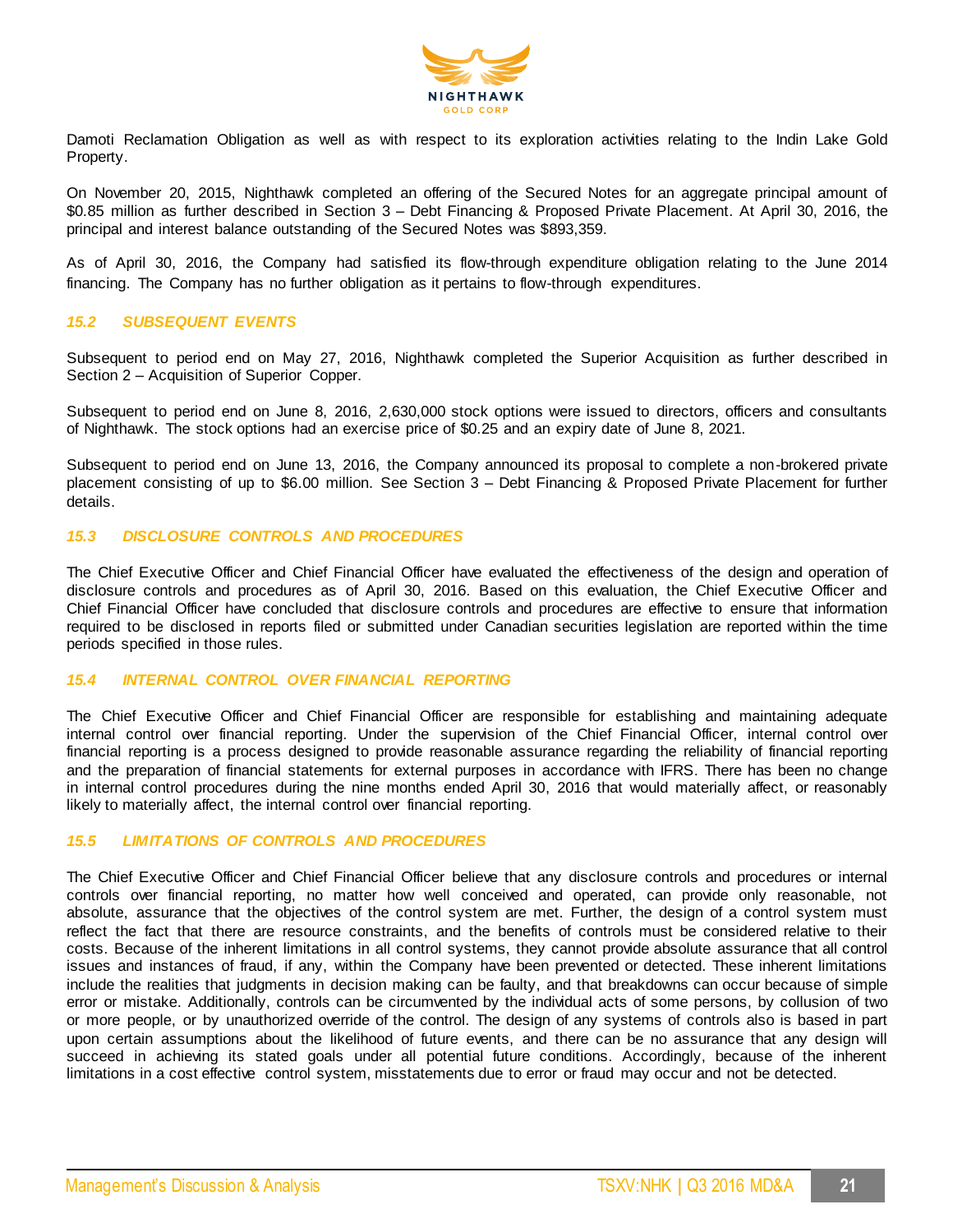Damoti Reclamation Obligation as well as with respect to its exploration activities relating to the Indin Lake Gold Property.

On November 20, 2015, Nighthawk completed an offering of the Secured Notes for an aggregate principal amount of $0.85 million as further described in Section 3 – Debt Financing & Proposed Private Placement. At April 30, 2016, the principal and interest balance outstanding of the Secured Notes was $893,359.

As of April 30, 2016, the Company had satisfied its flow-through expenditure obligation relating to the June 2014 financing. The Company has no further obligation as it pertains to flow-through expenditures.

### *15.2 SUBSEQUENT EVENTS*

Subsequent to period end on May 27, 2016, Nighthawk completed the Superior Acquisition as further described in Section 2 – Acquisition of Superior Copper.

Subsequent to period end on June 8, 2016, 2,630,000 stock options were issued to directors, officers and consultants of Nighthawk. The stock options had an exercise price of $0.25 and an expiry date of June 8, 2021.

Subsequent to period end on June 13, 2016, the Company announced its proposal to complete a non-brokered private placement consisting of up to $6.00 million. See Section 3 – Debt Financing & Proposed Private Placement for further details.

### *15.3 DISCLOSURE CONTROLS AND PROCEDURES*

The Chief Executive Officer and Chief Financial Officer have evaluated the effectiveness of the design and operation of disclosure controls and procedures as of April 30, 2016. Based on this evaluation, the Chief Executive Officer and Chief Financial Officer have concluded that disclosure controls and procedures are effective to ensure that information required to be disclosed in reports filed or submitted under Canadian securities legislation are reported within the time periods specified in those rules.

### *15.4 INTERNAL CONTROL OVER FINANCIAL REPORTING*

The Chief Executive Officer and Chief Financial Officer are responsible for establishing and maintaining adequate internal control over financial reporting. Under the supervision of the Chief Financial Officer, internal control over financial reporting is a process designed to provide reasonable assurance regarding the reliability of financial reporting and the preparation of financial statements for external purposes in accordance with IFRS. There has been no change in internal control procedures during the nine months ended April 30, 2016 that would materially affect, or reasonably likely to materially affect, the internal control over financial reporting.

### *15.5 LIMITATIONS OF CONTROLS AND PROCEDURES*

The Chief Executive Officer and Chief Financial Officer believe that any disclosure controls and procedures or internal controls over financial reporting, no matter how well conceived and operated, can provide only reasonable, not absolute, assurance that the objectives of the control system are met. Further, the design of a control system must reflect the fact that there are resource constraints, and the benefits of controls must be considered relative to their costs. Because of the inherent limitations in all control systems, they cannot provide absolute assurance that all control issues and instances of fraud, if any, within the Company have been prevented or detected. These inherent limitations include the realities that judgments in decision making can be faulty, and that breakdowns can occur because of simple error or mistake. Additionally, controls can be circumvented by the individual acts of some persons, by collusion of two or more people, or by unauthorized override of the control. The design of any systems of controls also is based in part upon certain assumptions about the likelihood of future events, and there can be no assurance that any design will succeed in achieving its stated goals under all potential future conditions. Accordingly, because of the inherent limitations in a cost effective control system, misstatements due to error or fraud may occur and not be detected.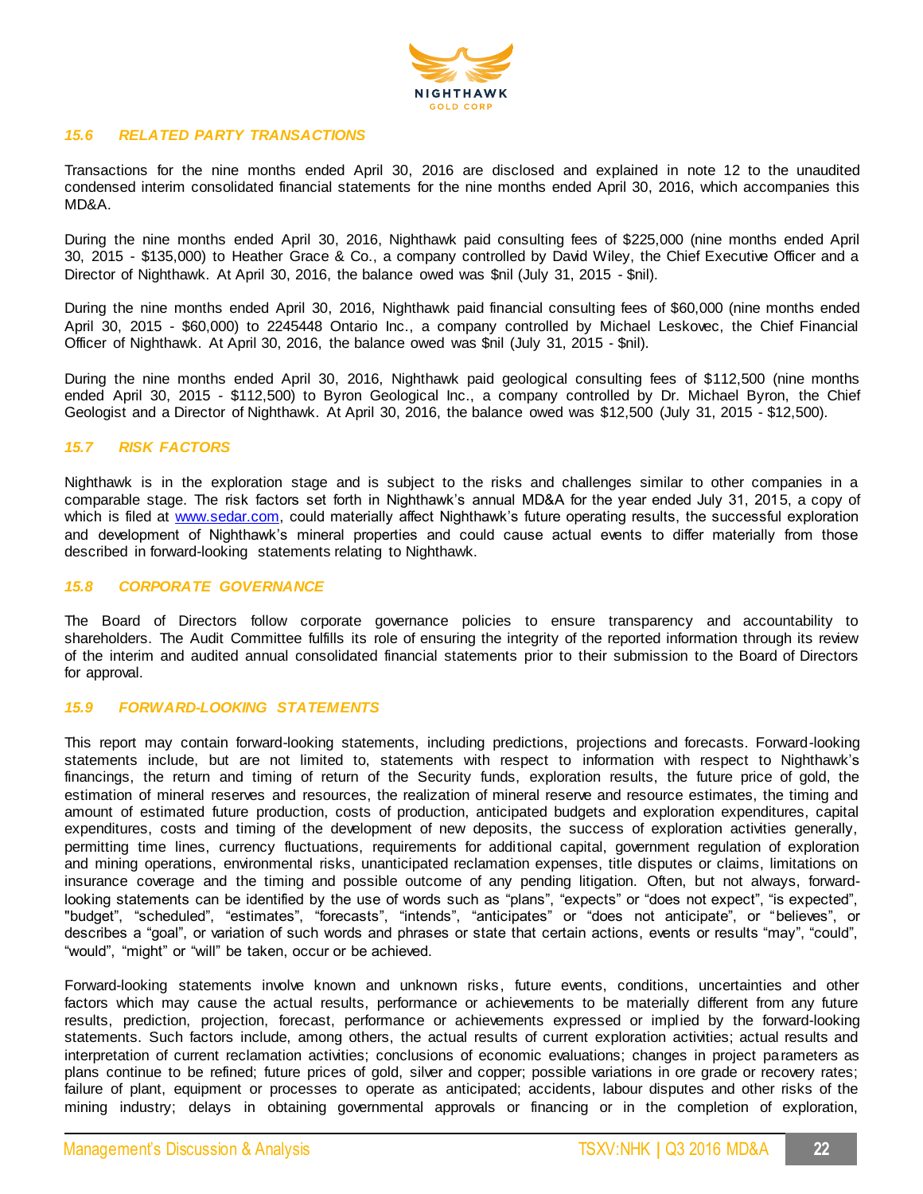### *15.6 RELATED PARTY TRANSACTIONS*

Transactions for the nine months ended April 30, 2016 are disclosed and explained in note 12 to the unaudited condensed interim consolidated financial statements for the nine months ended April 30, 2016, which accompanies this MD&A.

During the nine months ended April 30, 2016, Nighthawk paid consulting fees of $225,000 (nine months ended April 30, 2015 - $135,000) to Heather Grace & Co., a company controlled by David Wiley, the Chief Executive Officer and a Director of Nighthawk. At April 30, 2016, the balance owed was $nil (July 31, 2015 - $nil).

During the nine months ended April 30, 2016, Nighthawk paid financial consulting fees of $60,000 (nine months ended April 30, 2015 - $60,000) to 2245448 Ontario Inc., a company controlled by Michael Leskovec, the Chief Financial Officer of Nighthawk. At April 30, 2016, the balance owed was $nil (July 31, 2015 - $nil).

During the nine months ended April 30, 2016, Nighthawk paid geological consulting fees of $112,500 (nine months ended April 30, 2015 - $112,500) to Byron Geological Inc., a company controlled by Dr. Michael Byron, the Chief Geologist and a Director of Nighthawk. At April 30, 2016, the balance owed was $12,500 (July 31, 2015 - $12,500).

### *15.7 RISK FACTORS*

Nighthawk is in the exploration stage and is subject to the risks and challenges similar to other companies in a comparable stage. The risk factors set forth in Nighthawk's annual MD&A for the year ended July 31, 2015, a copy of which is filed at www.sedar.com, could materially affect Nighthawk's future operating results, the successful exploration and development of Nighthawk's mineral properties and could cause actual events to differ materially from those described in forward-looking statements relating to Nighthawk.

### *15.8 CORPORATE GOVERNANCE*

The Board of Directors follow corporate governance policies to ensure transparency and accountability to shareholders. The Audit Committee fulfills its role of ensuring the integrity of the reported information through its review of the interim and audited annual consolidated financial statements prior to their submission to the Board of Directors for approval.

### *15.9 FORWARD-LOOKING STATEMENTS*

This report may contain forward-looking statements, including predictions, projections and forecasts. Forward-looking statements include, but are not limited to, statements with respect to information with respect to Nighthawk's financings, the return and timing of return of the Security funds, exploration results, the future price of gold, the estimation of mineral reserves and resources, the realization of mineral reserve and resource estimates, the timing and amount of estimated future production, costs of production, anticipated budgets and exploration expenditures, capital expenditures, costs and timing of the development of new deposits, the success of exploration activities generally, permitting time lines, currency fluctuations, requirements for additional capital, government regulation of exploration and mining operations, environmental risks, unanticipated reclamation expenses, title disputes or claims, limitations on insurance coverage and the timing and possible outcome of any pending litigation. Often, but not always, forward-looking statements can be identified by the use of words such as "plans", "expects" or "does not expect", "is expected", "budget", "scheduled", "estimates", "forecasts", "intends", "anticipates" or "does not anticipate", or "believes", or describes a "goal", or variation of such words and phrases or state that certain actions, events or results "may", "could", "would", "might" or "will" be taken, occur or be achieved.

Forward-looking statements involve known and unknown risks, future events, conditions, uncertainties and other factors which may cause the actual results, performance or achievements to be materially different from any future results, prediction, projection, forecast, performance or achievements expressed or implied by the forward-looking statements. Such factors include, among others, the actual results of current exploration activities; actual results and interpretation of current reclamation activities; conclusions of economic evaluations; changes in project parameters as plans continue to be refined; future prices of gold, silver and copper; possible variations in ore grade or recovery rates; failure of plant, equipment or processes to operate as anticipated; accidents, labour disputes and other risks of the mining industry; delays in obtaining governmental approvals or financing or in the completion of exploration,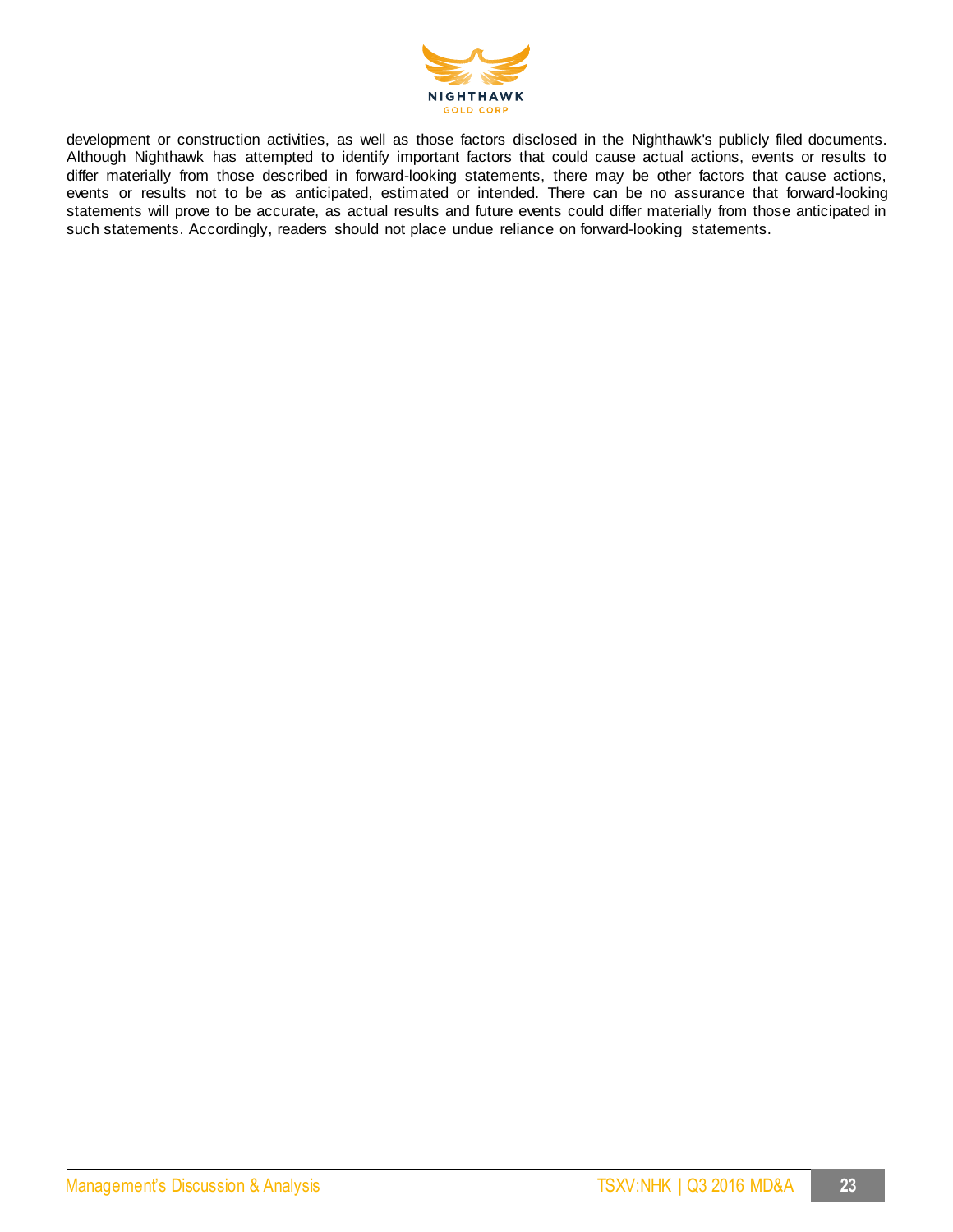development or construction activities, as well as those factors disclosed in the Nighthawk's publicly filed documents. Although Nighthawk has attempted to identify important factors that could cause actual actions, events or results to differ materially from those described in forward-looking statements, there may be other factors that cause actions, events or results not to be as anticipated, estimated or intended. There can be no assurance that forward-looking statements will prove to be accurate, as actual results and future events could differ materially from those anticipated in such statements. Accordingly, readers should not place undue reliance on forward-looking statements.